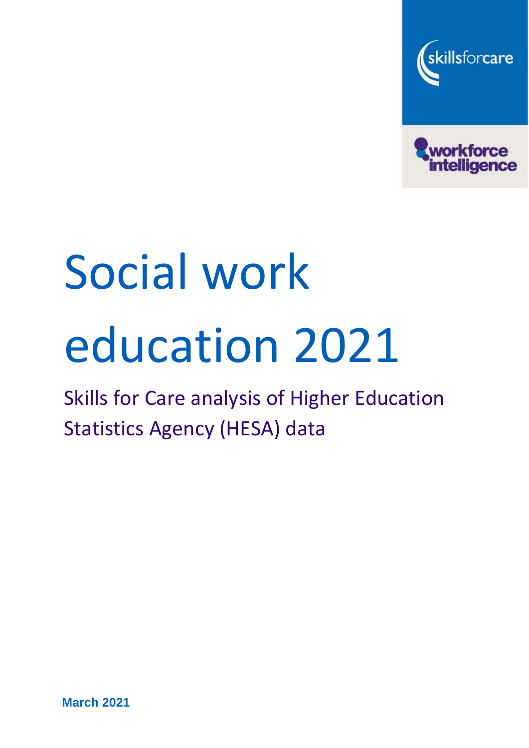skillsforcare

workforce intelligence

# Social work education 2021

Skills for Care analysis of Higher Education Statistics Agency (HESA) data

**March 2021**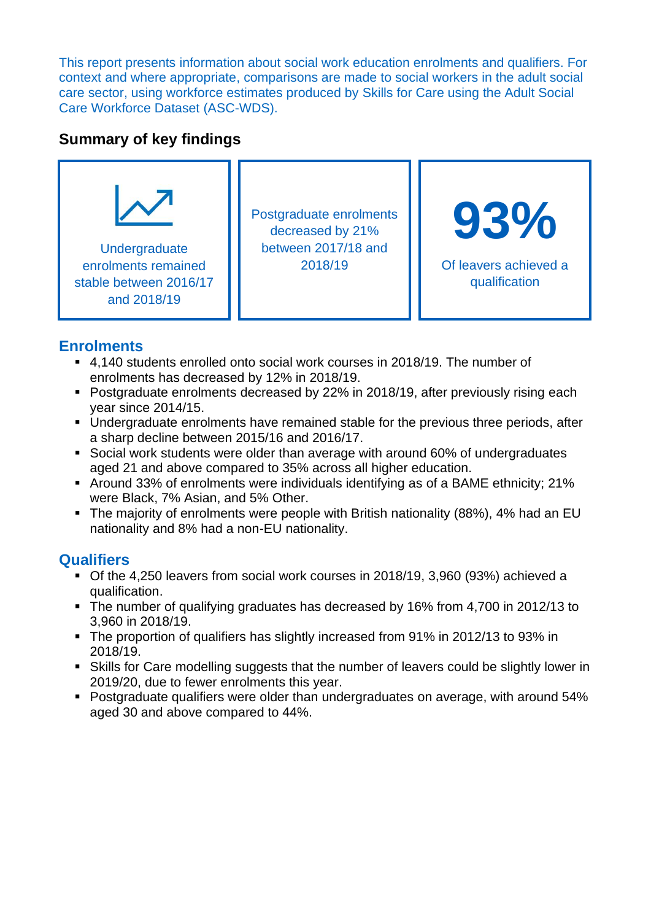This report presents information about social work education enrolments and qualifiers. For context and where appropriate, comparisons are made to social workers in the adult social care sector, using workforce estimates produced by Skills for Care using the Adult Social Care Workforce Dataset (ASC-WDS).

## Summary of key findings

Undergraduate enrolments remained stable between 2016/17 and 2018/19

Postgraduate enrolments decreased by 21% between 2017/18 and 2018/19

**93%**

Of leavers achieved a qualification

### Enrolments

- 4,140 students enrolled onto social work courses in 2018/19. The number of enrolments has decreased by 12% in 2018/19.
- Postgraduate enrolments decreased by 22% in 2018/19, after previously rising each year since 2014/15.
- Undergraduate enrolments have remained stable for the previous three periods, after a sharp decline between 2015/16 and 2016/17.
- Social work students were older than average with around 60% of undergraduates aged 21 and above compared to 35% across all higher education.
- Around 33% of enrolments were individuals identifying as of a BAME ethnicity; 21% were Black, 7% Asian, and 5% Other.
- The majority of enrolments were people with British nationality (88%), 4% had an EU nationality and 8% had a non-EU nationality.

### Qualifiers

- Of the 4,250 leavers from social work courses in 2018/19, 3,960 (93%) achieved a qualification.
- The number of qualifying graduates has decreased by 16% from 4,700 in 2012/13 to 3,960 in 2018/19.
- The proportion of qualifiers has slightly increased from 91% in 2012/13 to 93% in 2018/19.
- Skills for Care modelling suggests that the number of leavers could be slightly lower in 2019/20, due to fewer enrolments this year.
- Postgraduate qualifiers were older than undergraduates on average, with around 54% aged 30 and above compared to 44%.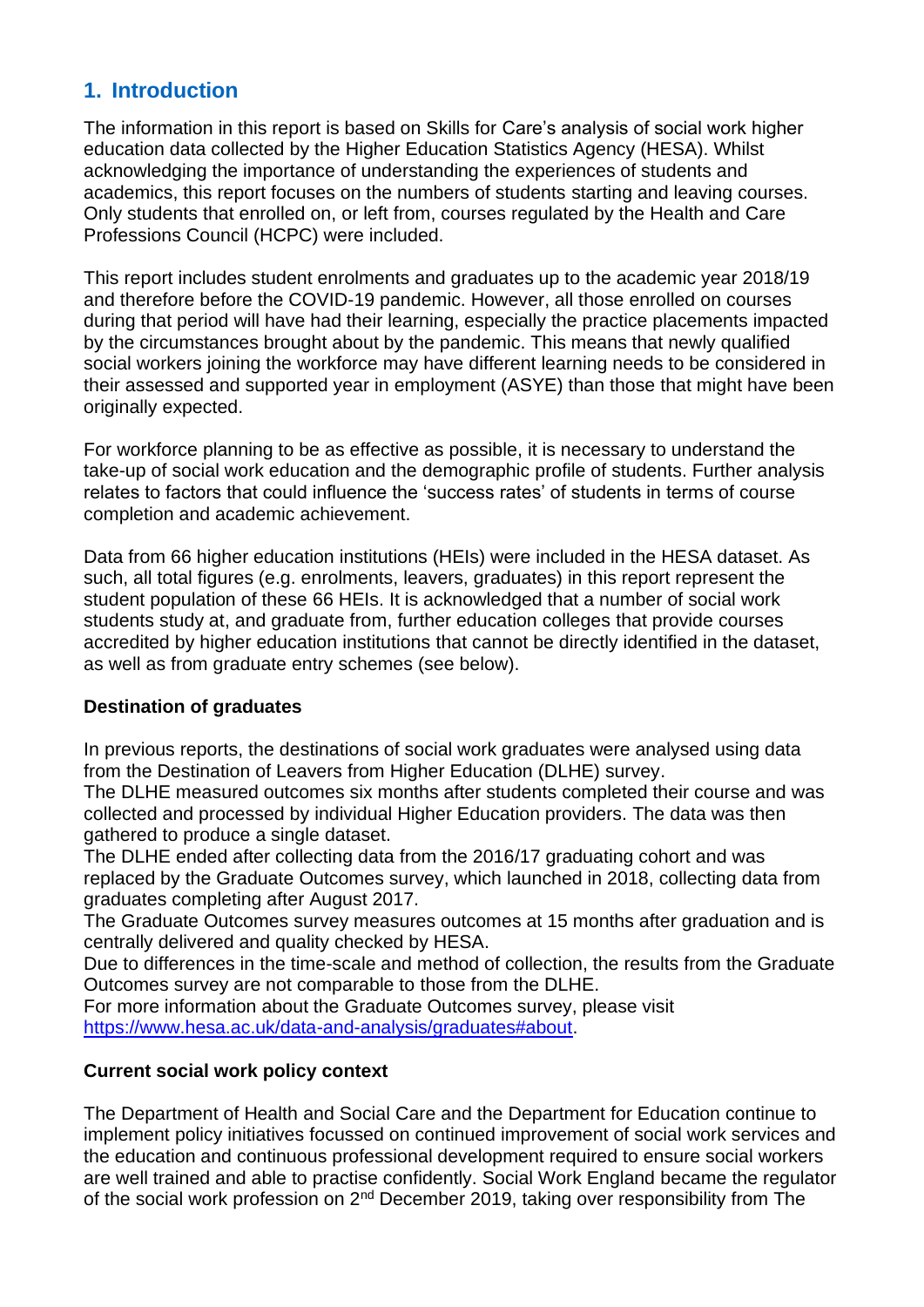## 1. Introduction

The information in this report is based on Skills for Care's analysis of social work higher education data collected by the Higher Education Statistics Agency (HESA). Whilst acknowledging the importance of understanding the experiences of students and academics, this report focuses on the numbers of students starting and leaving courses. Only students that enrolled on, or left from, courses regulated by the Health and Care Professions Council (HCPC) were included.

This report includes student enrolments and graduates up to the academic year 2018/19 and therefore before the COVID-19 pandemic. However, all those enrolled on courses during that period will have had their learning, especially the practice placements impacted by the circumstances brought about by the pandemic. This means that newly qualified social workers joining the workforce may have different learning needs to be considered in their assessed and supported year in employment (ASYE) than those that might have been originally expected.

For workforce planning to be as effective as possible, it is necessary to understand the take-up of social work education and the demographic profile of students. Further analysis relates to factors that could influence the 'success rates' of students in terms of course completion and academic achievement.

Data from 66 higher education institutions (HEIs) were included in the HESA dataset. As such, all total figures (e.g. enrolments, leavers, graduates) in this report represent the student population of these 66 HEIs. It is acknowledged that a number of social work students study at, and graduate from, further education colleges that provide courses accredited by higher education institutions that cannot be directly identified in the dataset, as well as from graduate entry schemes (see below).

**Destination of graduates**

In previous reports, the destinations of social work graduates were analysed using data from the Destination of Leavers from Higher Education (DLHE) survey.
The DLHE measured outcomes six months after students completed their course and was collected and processed by individual Higher Education providers. The data was then gathered to produce a single dataset.
The DLHE ended after collecting data from the 2016/17 graduating cohort and was replaced by the Graduate Outcomes survey, which launched in 2018, collecting data from graduates completing after August 2017.
The Graduate Outcomes survey measures outcomes at 15 months after graduation and is centrally delivered and quality checked by HESA.
Due to differences in the time-scale and method of collection, the results from the Graduate Outcomes survey are not comparable to those from the DLHE.
For more information about the Graduate Outcomes survey, please visit https://www.hesa.ac.uk/data-and-analysis/graduates#about.

**Current social work policy context**

The Department of Health and Social Care and the Department for Education continue to implement policy initiatives focussed on continued improvement of social work services and the education and continuous professional development required to ensure social workers are well trained and able to practise confidently. Social Work England became the regulator of the social work profession on 2nd December 2019, taking over responsibility from The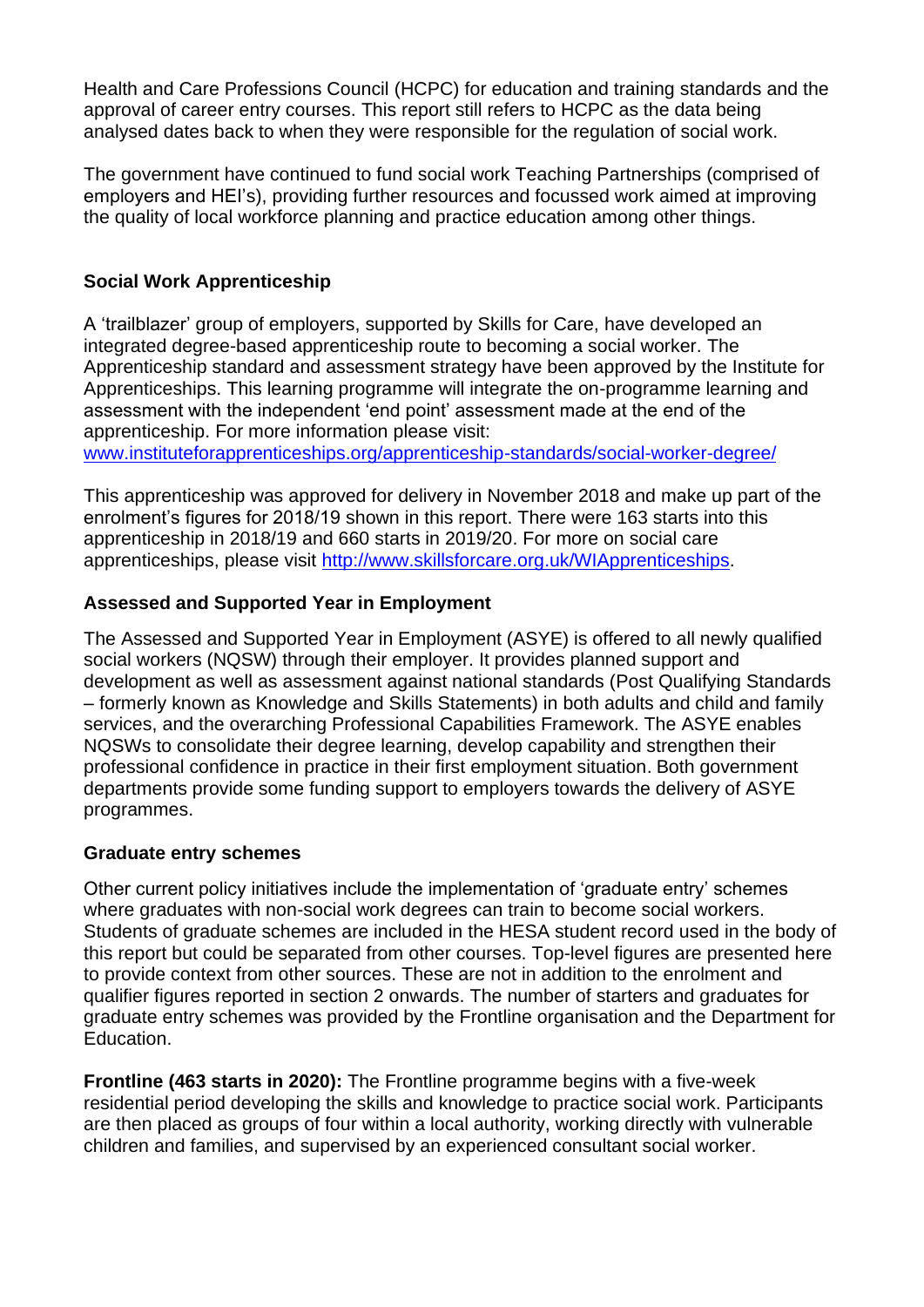Health and Care Professions Council (HCPC) for education and training standards and the approval of career entry courses. This report still refers to HCPC as the data being analysed dates back to when they were responsible for the regulation of social work.

The government have continued to fund social work Teaching Partnerships (comprised of employers and HEI's), providing further resources and focussed work aimed at improving the quality of local workforce planning and practice education among other things.

### Social Work Apprenticeship

A 'trailblazer' group of employers, supported by Skills for Care, have developed an integrated degree-based apprenticeship route to becoming a social worker. The Apprenticeship standard and assessment strategy have been approved by the Institute for Apprenticeships. This learning programme will integrate the on-programme learning and assessment with the independent 'end point' assessment made at the end of the apprenticeship. For more information please visit: [www.instituteforapprenticeships.org/apprenticeship-standards/social-worker-degree/](www.instituteforapprenticeships.org/apprenticeship-standards/social-worker-degree/)

This apprenticeship was approved for delivery in November 2018 and make up part of the enrolment's figures for 2018/19 shown in this report. There were 163 starts into this apprenticeship in 2018/19 and 660 starts in 2019/20. For more on social care apprenticeships, please visit [http://www.skillsforcare.org.uk/WIApprenticeships](http://www.skillsforcare.org.uk/WIApprenticeships).

### Assessed and Supported Year in Employment

The Assessed and Supported Year in Employment (ASYE) is offered to all newly qualified social workers (NQSW) through their employer. It provides planned support and development as well as assessment against national standards (Post Qualifying Standards – formerly known as Knowledge and Skills Statements) in both adults and child and family services, and the overarching Professional Capabilities Framework. The ASYE enables NQSWs to consolidate their degree learning, develop capability and strengthen their professional confidence in practice in their first employment situation. Both government departments provide some funding support to employers towards the delivery of ASYE programmes.

### Graduate entry schemes

Other current policy initiatives include the implementation of 'graduate entry' schemes where graduates with non-social work degrees can train to become social workers. Students of graduate schemes are included in the HESA student record used in the body of this report but could be separated from other courses. Top-level figures are presented here to provide context from other sources. These are not in addition to the enrolment and qualifier figures reported in section 2 onwards. The number of starters and graduates for graduate entry schemes was provided by the Frontline organisation and the Department for Education.

**Frontline (463 starts in 2020):** The Frontline programme begins with a five-week residential period developing the skills and knowledge to practice social work. Participants are then placed as groups of four within a local authority, working directly with vulnerable children and families, and supervised by an experienced consultant social worker.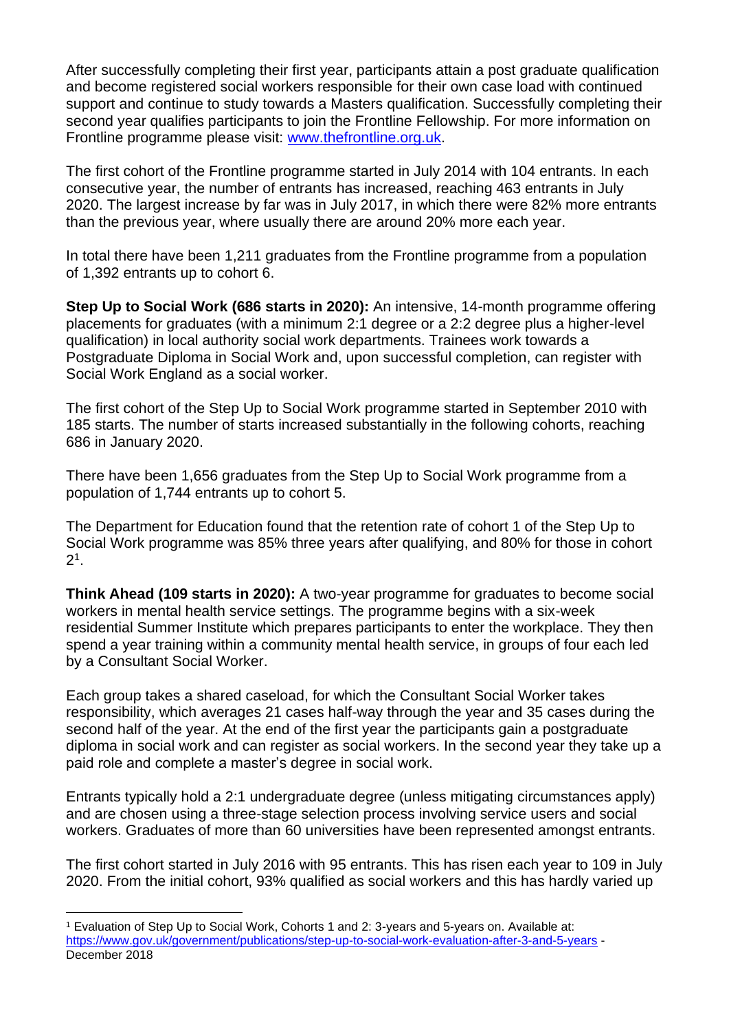After successfully completing their first year, participants attain a post graduate qualification and become registered social workers responsible for their own case load with continued support and continue to study towards a Masters qualification. Successfully completing their second year qualifies participants to join the Frontline Fellowship. For more information on Frontline programme please visit: [www.thefrontline.org.uk](www.thefrontline.org.uk).

The first cohort of the Frontline programme started in July 2014 with 104 entrants. In each consecutive year, the number of entrants has increased, reaching 463 entrants in July 2020. The largest increase by far was in July 2017, in which there were 82% more entrants than the previous year, where usually there are around 20% more each year.

In total there have been 1,211 graduates from the Frontline programme from a population of 1,392 entrants up to cohort 6.

**Step Up to Social Work (686 starts in 2020):** An intensive, 14-month programme offering placements for graduates (with a minimum 2:1 degree or a 2:2 degree plus a higher-level qualification) in local authority social work departments. Trainees work towards a Postgraduate Diploma in Social Work and, upon successful completion, can register with Social Work England as a social worker.

The first cohort of the Step Up to Social Work programme started in September 2010 with 185 starts. The number of starts increased substantially in the following cohorts, reaching 686 in January 2020.

There have been 1,656 graduates from the Step Up to Social Work programme from a population of 1,744 entrants up to cohort 5.

The Department for Education found that the retention rate of cohort 1 of the Step Up to Social Work programme was 85% three years after qualifying, and 80% for those in cohort 2[1].

**Think Ahead (109 starts in 2020):** A two-year programme for graduates to become social workers in mental health service settings. The programme begins with a six-week residential Summer Institute which prepares participants to enter the workplace. They then spend a year training within a community mental health service, in groups of four each led by a Consultant Social Worker.

Each group takes a shared caseload, for which the Consultant Social Worker takes responsibility, which averages 21 cases half-way through the year and 35 cases during the second half of the year. At the end of the first year the participants gain a postgraduate diploma in social work and can register as social workers. In the second year they take up a paid role and complete a master's degree in social work.

Entrants typically hold a 2:1 undergraduate degree (unless mitigating circumstances apply) and are chosen using a three-stage selection process involving service users and social workers. Graduates of more than 60 universities have been represented amongst entrants.

The first cohort started in July 2016 with 95 entrants. This has risen each year to 109 in July 2020. From the initial cohort, 93% qualified as social workers and this has hardly varied up

[1] Evaluation of Step Up to Social Work, Cohorts 1 and 2: 3-years and 5-years on. Available at: [https://www.gov.uk/government/publications/step-up-to-social-work-evaluation-after-3-and-5-years](https://www.gov.uk/government/publications/step-up-to-social-work-evaluation-after-3-and-5-years) - December 2018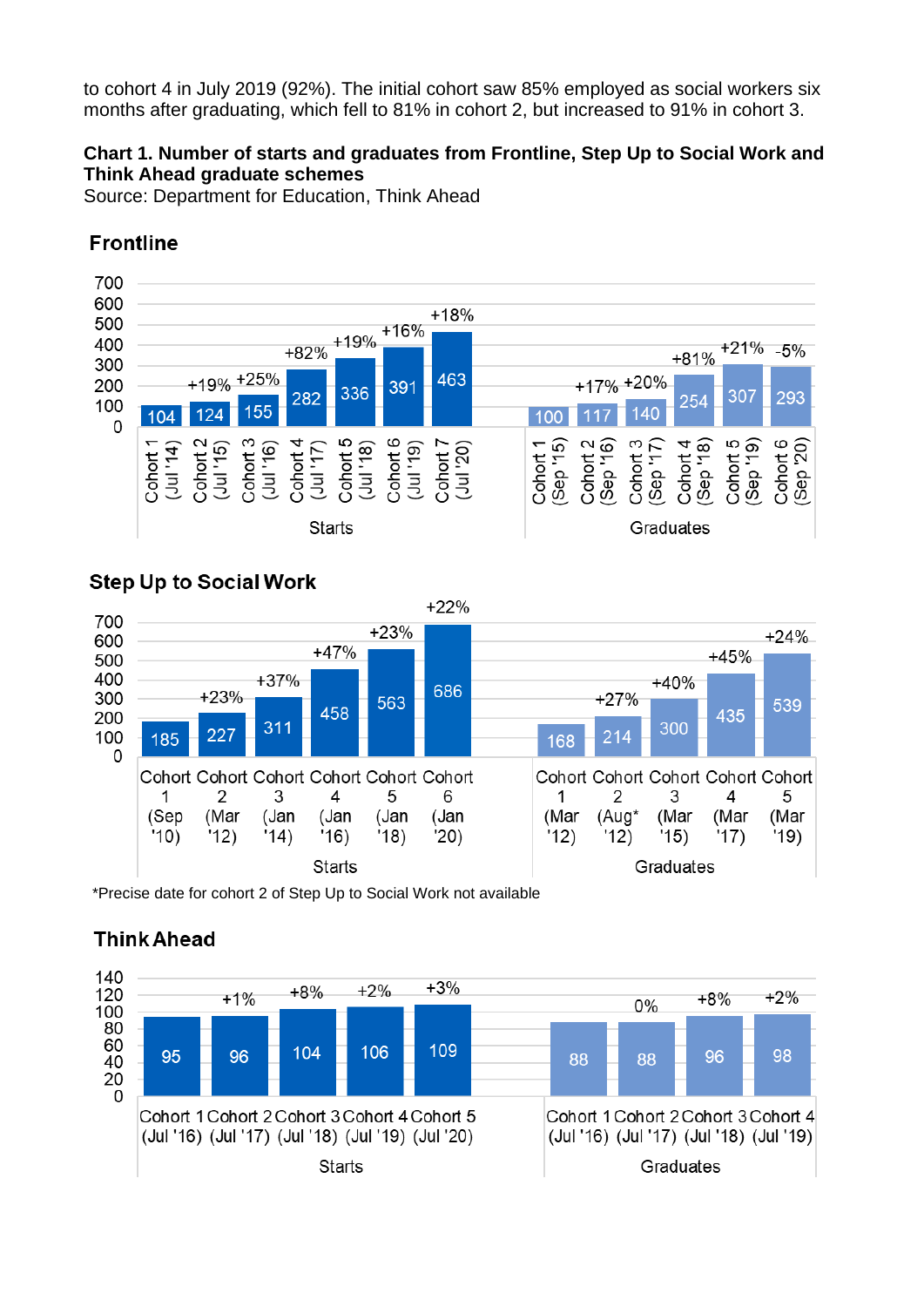to cohort 4 in July 2019 (92%). The initial cohort saw 85% employed as social workers six months after graduating, which fell to 81% in cohort 2, but increased to 91% in cohort 3.

**Chart 1. Number of starts and graduates from Frontline, Step Up to Social Work and Think Ahead graduate schemes**

Source: Department for Education, Think Ahead

### Frontline

| | Cohort | Number | Change |
|---|---|---|---|
| Starts | Cohort 1 (Jul '14) | 104 | |
| Starts | Cohort 2 (Jul '15) | 124 | +19% |
| Starts | Cohort 3 (Jul '16) | 155 | +25% |
| Starts | Cohort 4 (Jul '17) | 282 | +82% |
| Starts | Cohort 5 (Jul '18) | 336 | +19% |
| Starts | Cohort 6 (Jul '19) | 391 | +16% |
| Starts | Cohort 7 (Jul '20) | 463 | +18% |
| Graduates | Cohort 1 (Sep '15) | 100 | |
| Graduates | Cohort 2 (Sep '16) | 117 | +17% |
| Graduates | Cohort 3 (Sep '17) | 140 | +20% |
| Graduates | Cohort 4 (Sep '18) | 254 | +81% |
| Graduates | Cohort 5 (Sep '19) | 307 | +21% |
| Graduates | Cohort 6 (Sep '20) | 293 | -5% |

### Step Up to Social Work

| | Cohort | Number | Change |
|---|---|---|---|
| Starts | Cohort 1 (Sep '10) | 185 | |
| Starts | Cohort 2 (Mar '12) | 227 | +23% |
| Starts | Cohort 3 (Jan '14) | 311 | +37% |
| Starts | Cohort 4 (Jan '16) | 458 | +47% |
| Starts | Cohort 5 (Jan '18) | 563 | +23% |
| Starts | Cohort 6 (Jan '20) | 686 | +22% |
| Graduates | Cohort 1 (Mar '12) | 168 | |
| Graduates | Cohort 2 (Aug* '12) | 214 | +27% |
| Graduates | Cohort 3 (Mar '15) | 300 | +40% |
| Graduates | Cohort 4 (Mar '17) | 435 | +45% |
| Graduates | Cohort 5 (Mar '19) | 539 | +24% |

*Precise date for cohort 2 of Step Up to Social Work not available

### Think Ahead

| | Cohort | Number | Change |
|---|---|---|---|
| Starts | Cohort 1 (Jul '16) | 95 | |
| Starts | Cohort 2 (Jul '17) | 96 | +1% |
| Starts | Cohort 3 (Jul '18) | 104 | +8% |
| Starts | Cohort 4 (Jul '19) | 106 | +2% |
| Starts | Cohort 5 (Jul '20) | 109 | +3% |
| Graduates | Cohort 1 (Jul '16) | 88 | |
| Graduates | Cohort 2 (Jul '17) | 88 | 0% |
| Graduates | Cohort 3 (Jul '18) | 96 | +8% |
| Graduates | Cohort 4 (Jul '19) | 98 | +2% |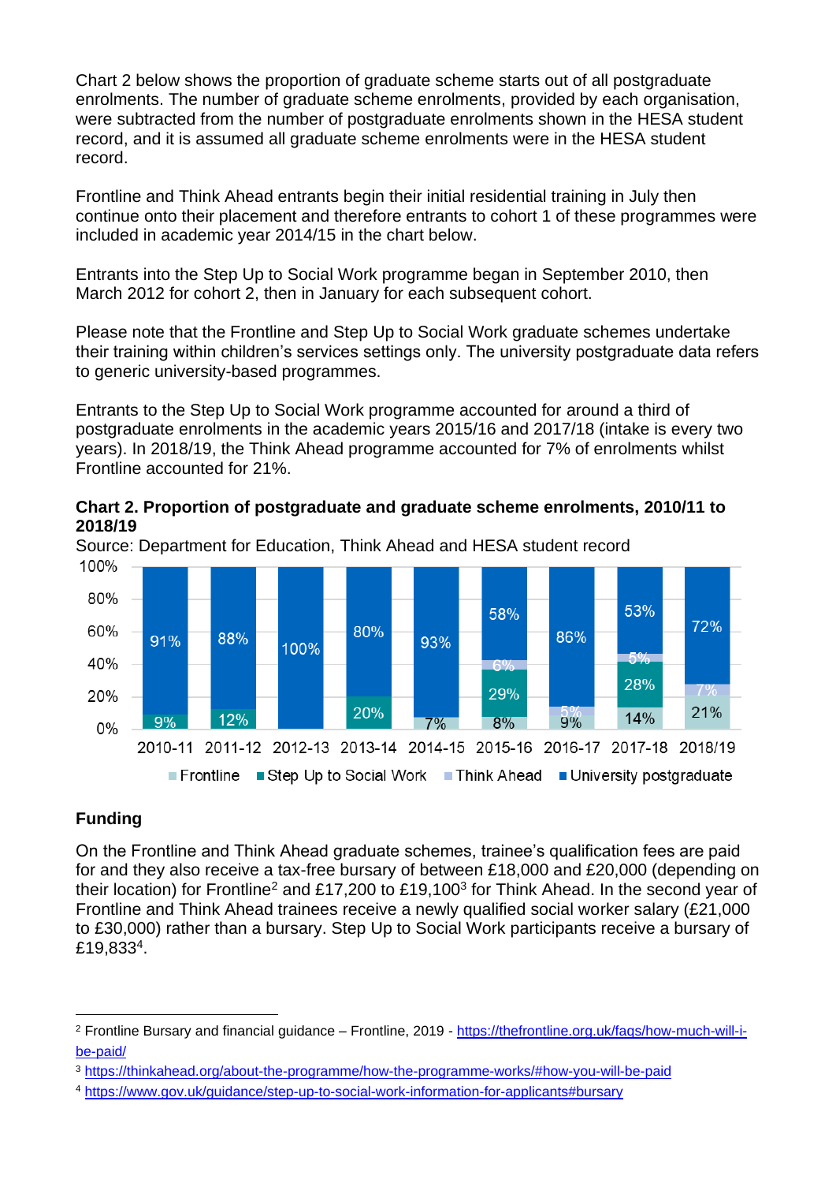Chart 2 below shows the proportion of graduate scheme starts out of all postgraduate enrolments. The number of graduate scheme enrolments, provided by each organisation, were subtracted from the number of postgraduate enrolments shown in the HESA student record, and it is assumed all graduate scheme enrolments were in the HESA student record.

Frontline and Think Ahead entrants begin their initial residential training in July then continue onto their placement and therefore entrants to cohort 1 of these programmes were included in academic year 2014/15 in the chart below.

Entrants into the Step Up to Social Work programme began in September 2010, then March 2012 for cohort 2, then in January for each subsequent cohort.

Please note that the Frontline and Step Up to Social Work graduate schemes undertake their training within children's services settings only. The university postgraduate data refers to generic university-based programmes.

Entrants to the Step Up to Social Work programme accounted for around a third of postgraduate enrolments in the academic years 2015/16 and 2017/18 (intake is every two years). In 2018/19, the Think Ahead programme accounted for 7% of enrolments whilst Frontline accounted for 21%.

**Chart 2. Proportion of postgraduate and graduate scheme enrolments, 2010/11 to 2018/19**

Source: Department for Education, Think Ahead and HESA student record

| Year | Frontline | Step Up to Social Work | Think Ahead | University postgraduate |
|---|---|---|---|---|
| 2010-11 | | 9% | | 91% |
| 2011-12 | | 12% | | 88% |
| 2012-13 | | | | 100% |
| 2013-14 | | 20% | | 80% |
| 2014-15 | 7% | | | 93% |
| 2015-16 | 8% | 29% | 6% | 58% |
| 2016-17 | 9% | | 5% | 86% |
| 2017-18 | 14% | 28% | 5% | 53% |
| 2018/19 | 21% | | 7% | 72% |

## Funding

On the Frontline and Think Ahead graduate schemes, trainee's qualification fees are paid for and they also receive a tax-free bursary of between £18,000 and £20,000 (depending on their location) for Frontline[2] and £17,200 to £19,100[3] for Think Ahead. In the second year of Frontline and Think Ahead trainees receive a newly qualified social worker salary (£21,000 to £30,000) rather than a bursary. Step Up Social Work participants receive a bursary of £19,833[4].

---

[2] Frontline Bursary and financial guidance – Frontline, 2019 - https://thefrontline.org.uk/faqs/how-much-will-i-be-paid/

[3] https://thinkahead.org/about-the-programme/how-the-programme-works/#how-you-will-be-paid

[4] https://www.gov.uk/guidance/step-up-to-social-work-information-for-applicants#bursary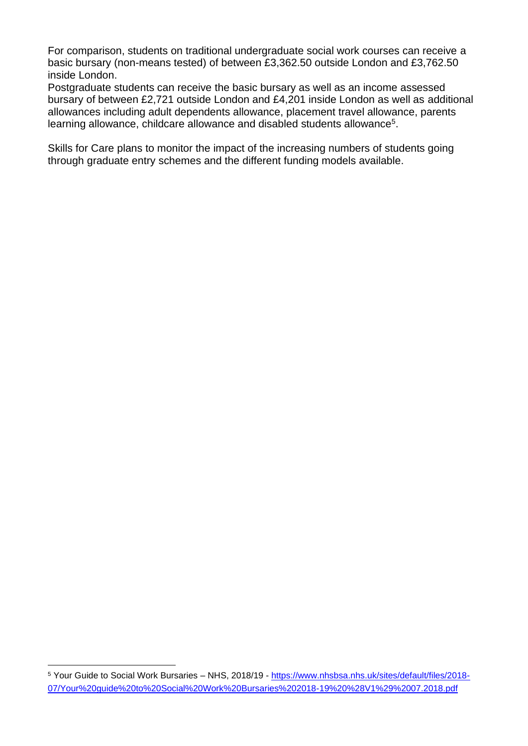For comparison, students on traditional undergraduate social work courses can receive a basic bursary (non-means tested) of between £3,362.50 outside London and £3,762.50 inside London.

Postgraduate students can receive the basic bursary as well as an income assessed bursary of between £2,721 outside London and £4,201 inside London as well as additional allowances including adult dependents allowance, placement travel allowance, parents learning allowance, childcare allowance and disabled students allowance[5].

Skills for Care plans to monitor the impact of the increasing numbers of students going through graduate entry schemes and the different funding models available.

---

[5] Your Guide to Social Work Bursaries – NHS, 2018/19 - https://www.nhsbsa.nhs.uk/sites/default/files/2018-07/Your%20guide%20to%20Social%20Work%20Bursaries%202018-19%20%28V1%29%2007.2018.pdf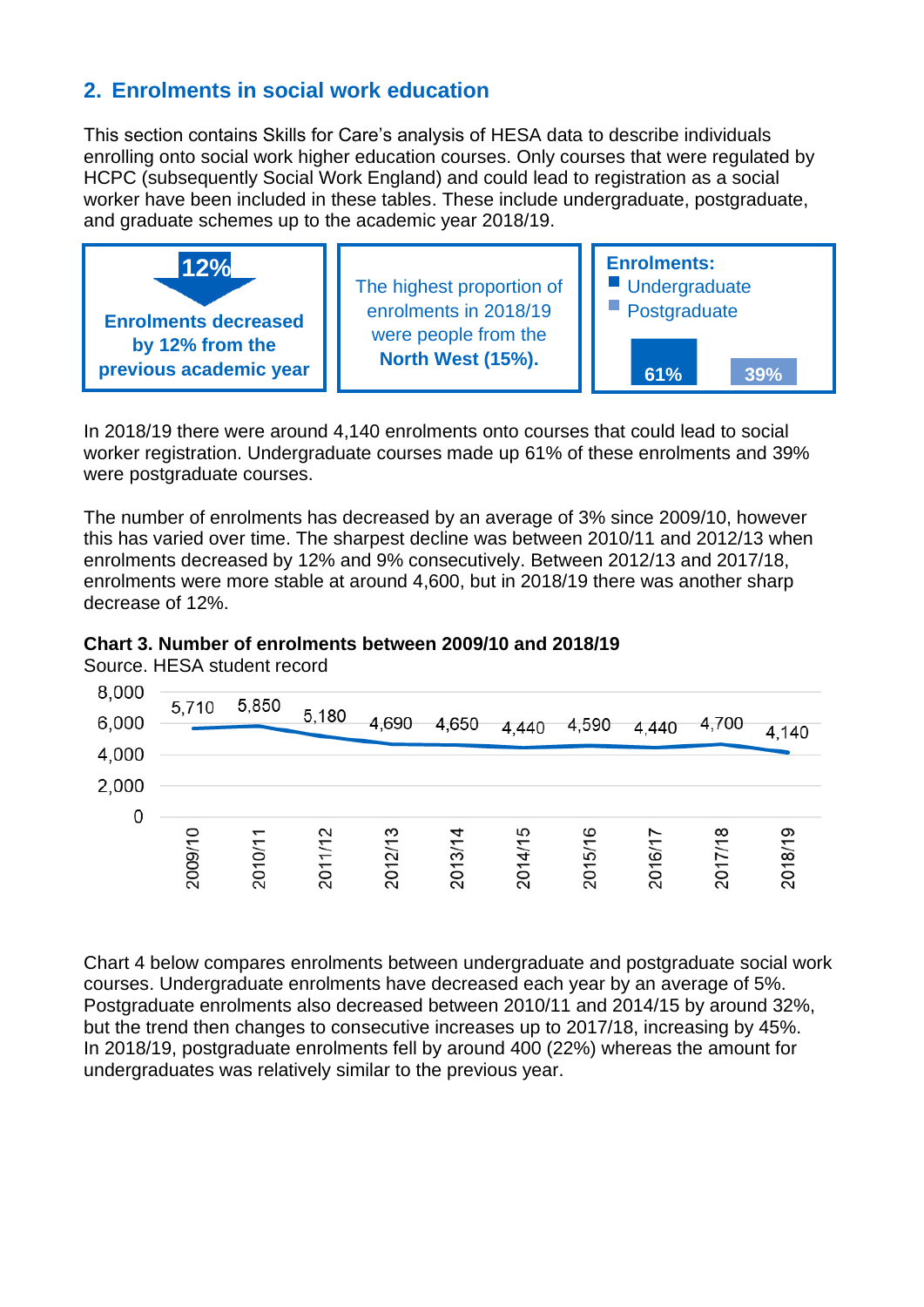## 2. Enrolments in social work education

This section contains Skills for Care's analysis of HESA data to describe individuals enrolling onto social work higher education courses. Only courses that were regulated by HCPC (subsequently Social Work England) and could lead to registration as a social worker have been included in these tables. These include undergraduate, postgraduate, and graduate schemes up to the academic year 2018/19.

**12%**

**Enrolments decreased by 12% from the previous academic year**

The highest proportion of enrolments in 2018/19 were people from the **North West (15%).**

**Enrolments:**
- Undergraduate: 61%
- Postgraduate: 39%

In 2018/19 there were around 4,140 enrolments onto courses that could lead to social worker registration. Undergraduate courses made up 61% of these enrolments and 39% were postgraduate courses.

The number of enrolments has decreased by an average of 3% since 2009/10, however this has varied over time. The sharpest decline was between 2010/11 and 2012/13 when enrolments decreased by 12% and 9% consecutively. Between 2012/13 and 2017/18, enrolments were more stable at around 4,600, but in 2018/19 there was another sharp decrease of 12%.

**Chart 3. Number of enrolments between 2009/10 and 2018/19**

Source. HESA student record

| Year | Enrolments |
|---|---|
| 2009/10 | 5,710 |
| 2010/11 | 5,850 |
| 2011/12 | 5,180 |
| 2012/13 | 4,690 |
| 2013/14 | 4,650 |
| 2014/15 | 4,440 |
| 2015/16 | 4,590 |
| 2016/17 | 4,440 |
| 2017/18 | 4,700 |
| 2018/19 | 4,140 |

Chart 4 below compares enrolments between undergraduate and postgraduate social work courses. Undergraduate enrolments have decreased each year by an average of 5%. Postgraduate enrolments also decreased between 2010/11 and 2014/15 by around 32%, but the trend then changes to consecutive increases up to 2017/18, increasing by 45%. In 2018/19, postgraduate enrolments fell by around 400 (22%) whereas the amount for undergraduates was relatively similar to the previous year.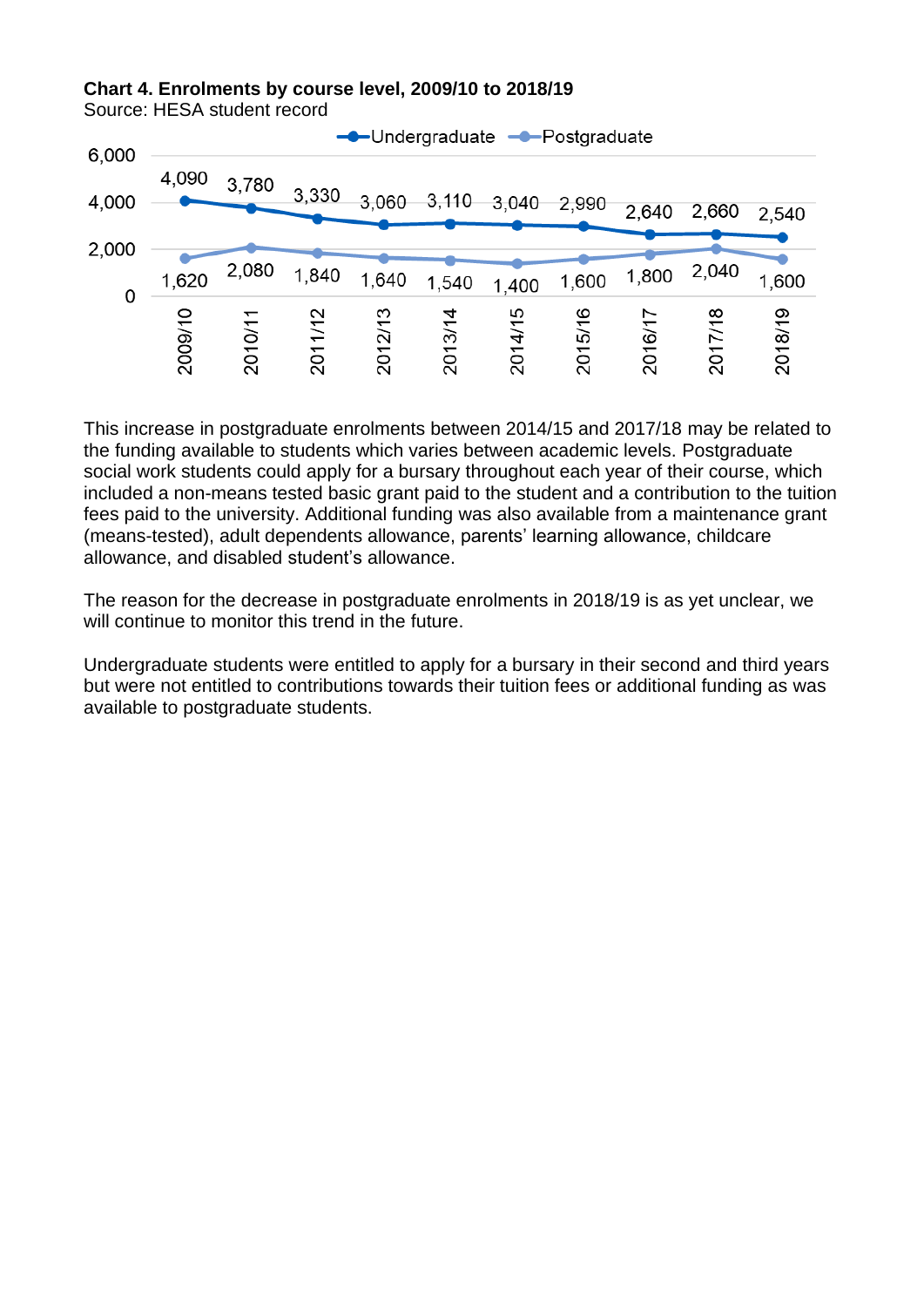**Chart 4. Enrolments by course level, 2009/10 to 2018/19**
Source: HESA student record

| | 2009/10 | 2010/11 | 2011/12 | 2012/13 | 2013/14 | 2014/15 | 2015/16 | 2016/17 | 2017/18 | 2018/19 |
|---|---|---|---|---|---|---|---|---|---|---|
| Undergraduate | 4,090 | 3,780 | 3,330 | 3,060 | 3,110 | 3,040 | 2,990 | 2,640 | 2,660 | 2,540 |
| Postgraduate | 1,620 | 2,080 | 1,840 | 1,640 | 1,540 | 1,400 | 1,600 | 1,800 | 2,040 | 1,600 |

This increase in postgraduate enrolments between 2014/15 and 2017/18 may be related to the funding available to students which varies between academic levels. Postgraduate social work students could apply for a bursary throughout each year of their course, which included a non-means tested basic grant paid to the student and a contribution to the tuition fees paid to the university. Additional funding was also available from a maintenance grant (means-tested), adult dependents allowance, parents' learning allowance, childcare allowance, and disabled student's allowance.

The reason for the decrease in postgraduate enrolments in 2018/19 is as yet unclear, we will continue to monitor this trend in the future.

Undergraduate students were entitled to apply for a bursary in their second and third years but were not entitled to contributions towards their tuition fees or additional funding as was available to postgraduate students.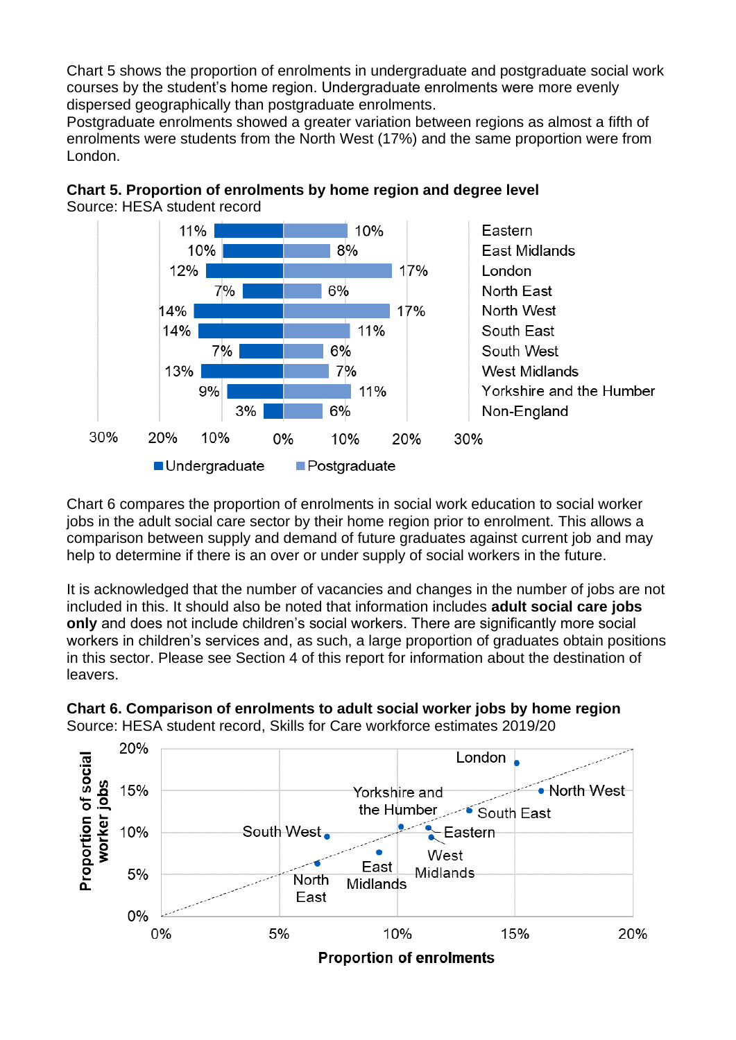Chart 5 shows the proportion of enrolments in undergraduate and postgraduate social work courses by the student's home region. Undergraduate enrolments were more evenly dispersed geographically than postgraduate enrolments.
Postgraduate enrolments showed a greater variation between regions as almost a fifth of enrolments were students from the North West (17%) and the same proportion were from London.

**Chart 5. Proportion of enrolments by home region and degree level**
Source: HESA student record

| Region | Undergraduate | Postgraduate |
|---|---|---|
| Eastern | 11% | 10% |
| East Midlands | 10% | 8% |
| London | 12% | 17% |
| North East | 7% | 6% |
| North West | 14% | 17% |
| South East | 14% | 11% |
| South West | 7% | 6% |
| West Midlands | 13% | 7% |
| Yorkshire and the Humber | 9% | 11% |
| Non-England | 3% | 6% |

Chart 6 compares the proportion of enrolments in social work education to social worker jobs in the adult social care sector by their home region prior to enrolment. This allows a comparison between supply and demand of future graduates against current job and may help to determine if there is an over or under supply of social workers in the future.

It is acknowledged that the number of vacancies and changes in the number of jobs are not included in this. It should also be noted that information includes **adult social care jobs only** and does not include children's social workers. There are significantly more social workers in children's services and, as such, a large proportion of graduates obtain positions in this sector. Please see Section 4 of this report for information about the destination of leavers.

**Chart 6. Comparison of enrolments to adult social worker jobs by home region**
Source: HESA student record, Skills for Care workforce estimates 2019/20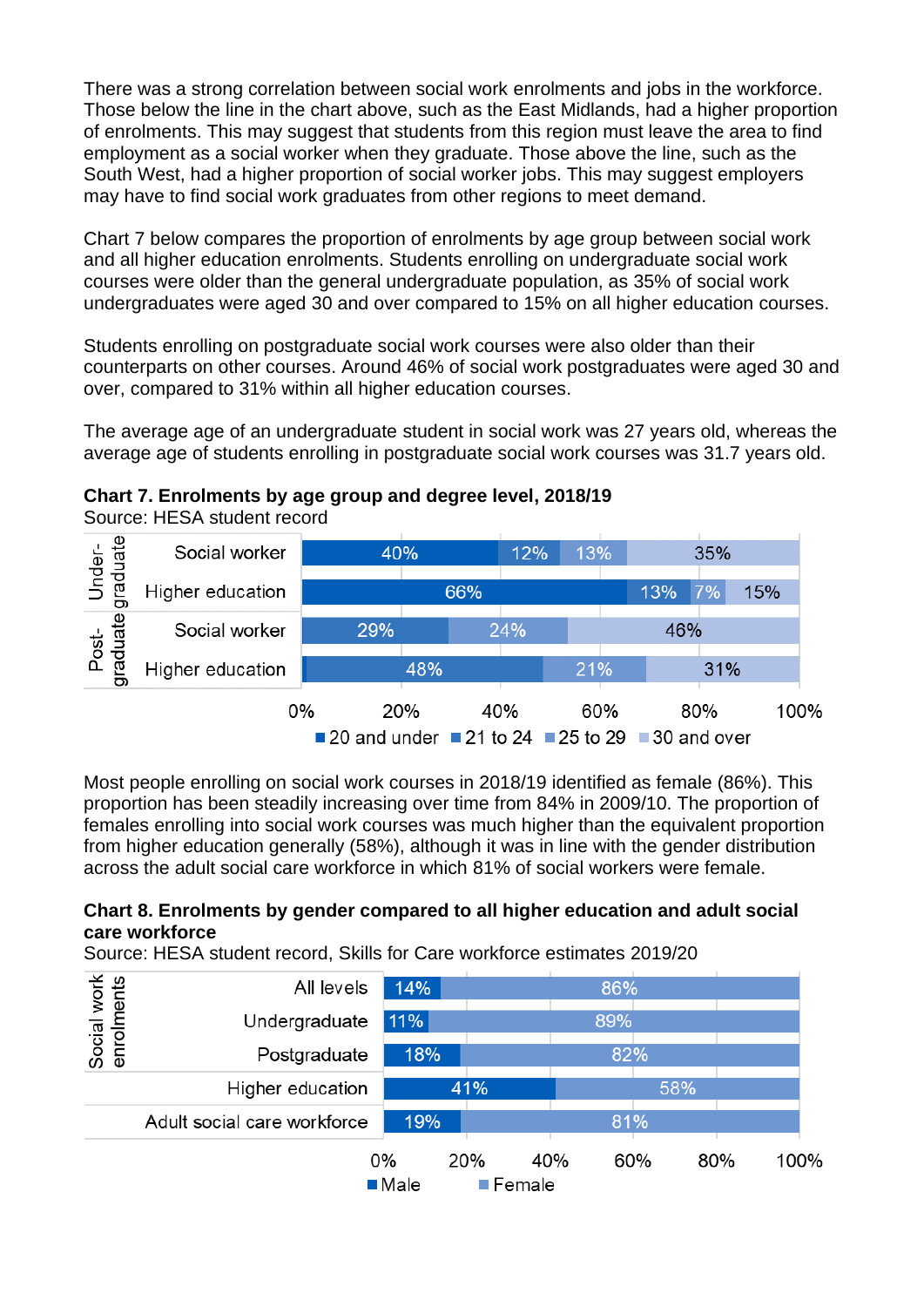There was a strong correlation between social work enrolments and jobs in the workforce. Those below the line in the chart above, such as the East Midlands, had a higher proportion of enrolments. This may suggest that students from this region must leave the area to find employment as a social worker when they graduate. Those above the line, such as the South West, had a higher proportion of social worker jobs. This may suggest employers may have to find social work graduates from other regions to meet demand.

Chart 7 below compares the proportion of enrolments by age group between social work and all higher education enrolments. Students enrolling on undergraduate social work courses were older than the general undergraduate population, as 35% of social work undergraduates were aged 30 and over compared to 15% on all higher education courses.

Students enrolling on postgraduate social work courses were also older than their counterparts on other courses. Around 46% of social work postgraduates were aged 30 and over, compared to 31% within all higher education courses.

The average age of an undergraduate student in social work was 27 years old, whereas the average age of students enrolling in postgraduate social work courses was 31.7 years old.

**Chart 7. Enrolments by age group and degree level, 2018/19**

Source: HESA student record

| Level | Group | 20 and under | 21 to 24 | 25 to 29 | 30 and over |
|---|---|---|---|---|---|
| Undergraduate | Social worker | 40% | 12% | 13% | 35% |
| Undergraduate | Higher education | 66% | 13% | 7% | 15% |
| Postgraduate | Social worker | | 29% | 24% | 46% |
| Postgraduate | Higher education | | 48% | 21% | 31% |

Most people enrolling on social work courses in 2018/19 identified as female (86%). This proportion has been steadily increasing over time from 84% in 2009/10. The proportion of females enrolling into social work courses was much higher than the equivalent proportion from higher education generally (58%), although it was in line with the gender distribution across the adult social care workforce in which 81% of social workers were female.

**Chart 8. Enrolments by gender compared to all higher education and adult social care workforce**

Source: HESA student record, Skills for Care workforce estimates 2019/20

| Group | | Male | Female |
|---|---|---|---|
| Social work enrolments | All levels | 14% | 86% |
| Social work enrolments | Undergraduate | 11% | 89% |
| Social work enrolments | Postgraduate | 18% | 82% |
| Higher education | | 41% | 58% |
| Adult social care workforce | | 19% | 81% |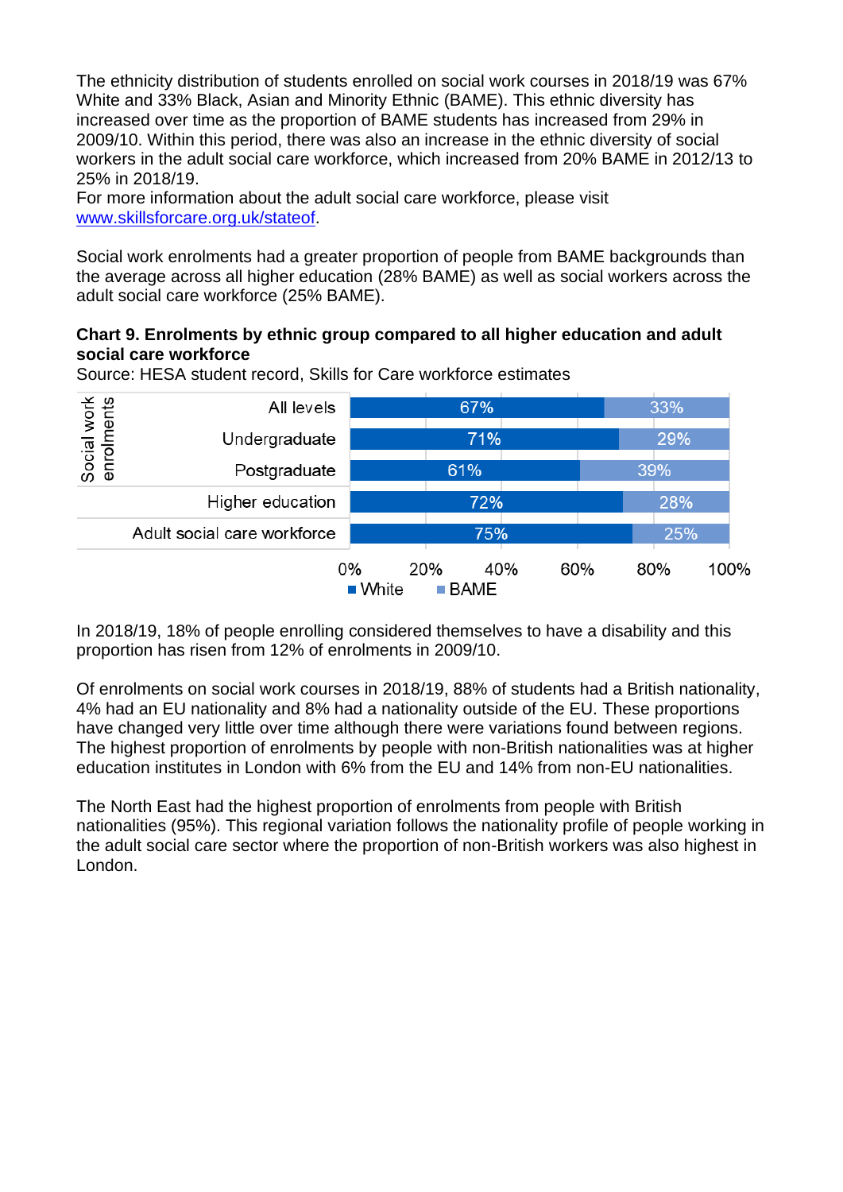The ethnicity distribution of students enrolled on social work courses in 2018/19 was 67% White and 33% Black, Asian and Minority Ethnic (BAME). This ethnic diversity has increased over time as the proportion of BAME students has increased from 29% in 2009/10. Within this period, there was also an increase in the ethnic diversity of social workers in the adult social care workforce, which increased from 20% BAME in 2012/13 to 25% in 2018/19.
For more information about the adult social care workforce, please visit [www.skillsforcare.org.uk/stateof](www.skillsforcare.org.uk/stateof).

Social work enrolments had a greater proportion of people from BAME backgrounds than the average across all higher education (28% BAME) as well as social workers across the adult social care workforce (25% BAME).

**Chart 9. Enrolments by ethnic group compared to all higher education and adult social care workforce**

Source: HESA student record, Skills for Care workforce estimates

| | | White | BAME |
|---|---|---|---|
| Social work enrolments | All levels | 67% | 33% |
| | Undergraduate | 71% | 29% |
| | Postgraduate | 61% | 39% |
| Higher education | | 72% | 28% |
| Adult social care workforce | | 75% | 25% |

In 2018/19, 18% of people enrolling considered themselves to have a disability and this proportion has risen from 12% of enrolments in 2009/10.

Of enrolments on social work courses in 2018/19, 88% of students had a British nationality, 4% had an EU nationality and 8% had a nationality outside of the EU. These proportions have changed very little over time although there were variations found between regions. The highest proportion of enrolments by people with non-British nationalities was at higher education institutes in London with 6% from the EU and 14% from non-EU nationalities.

The North East had the highest proportion of enrolments from people with British nationalities (95%). This regional variation follows the nationality profile of people working in the adult social care sector where the proportion of non-British workers was also highest in London.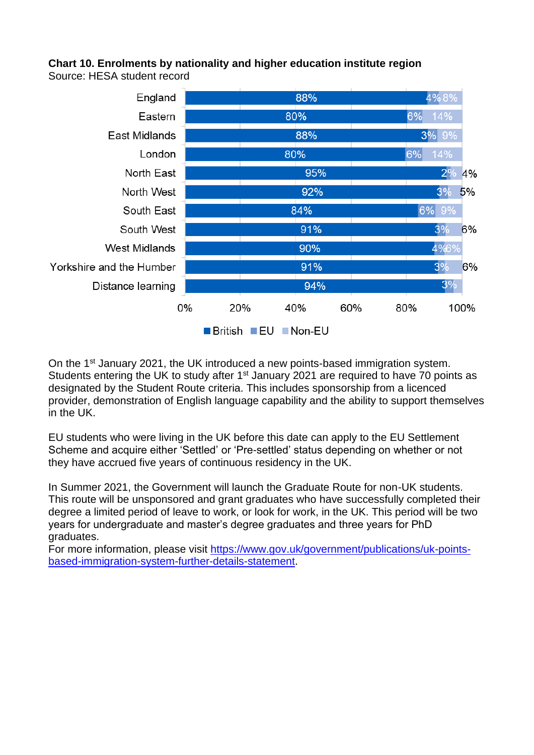**Chart 10. Enrolments by nationality and higher education institute region**
Source: HESA student record

| Region | British | EU | Non-EU |
|---|---|---|---|
| England | 88% | 4% | 8% |
| Eastern | 80% | 6% | 14% |
| East Midlands | 88% | 3% | 9% |
| London | 80% | 6% | 14% |
| North East | 95% | 2% | 4% |
| North West | 92% | 3% | 5% |
| South East | 84% | 6% | 9% |
| South West | 91% | 3% | 6% |
| West Midlands | 90% | 4% | 6% |
| Yorkshire and the Humber | 91% | 3% | 6% |
| Distance learning | 94% | 3% | |

On the 1st January 2021, the UK introduced a new points-based immigration system. Students entering the UK to study after 1st January 2021 are required to have 70 points as designated by the Student Route criteria. This includes sponsorship from a licenced provider, demonstration of English language capability and the ability to support themselves in the UK.

EU students who were living in the UK before this date can apply to the EU Settlement Scheme and acquire either 'Settled' or 'Pre-settled' status depending on whether or not they have accrued five years of continuous residency in the UK.

In Summer 2021, the Government will launch the Graduate Route for non-UK students. This route will be unsponsored and grant graduates who have successfully completed their degree a limited period of leave to work, or look for work, in the UK. This period will be two years for undergraduate and master's degree graduates and three years for PhD graduates.
For more information, please visit [https://www.gov.uk/government/publications/uk-points-based-immigration-system-further-details-statement](https://www.gov.uk/government/publications/uk-points-based-immigration-system-further-details-statement).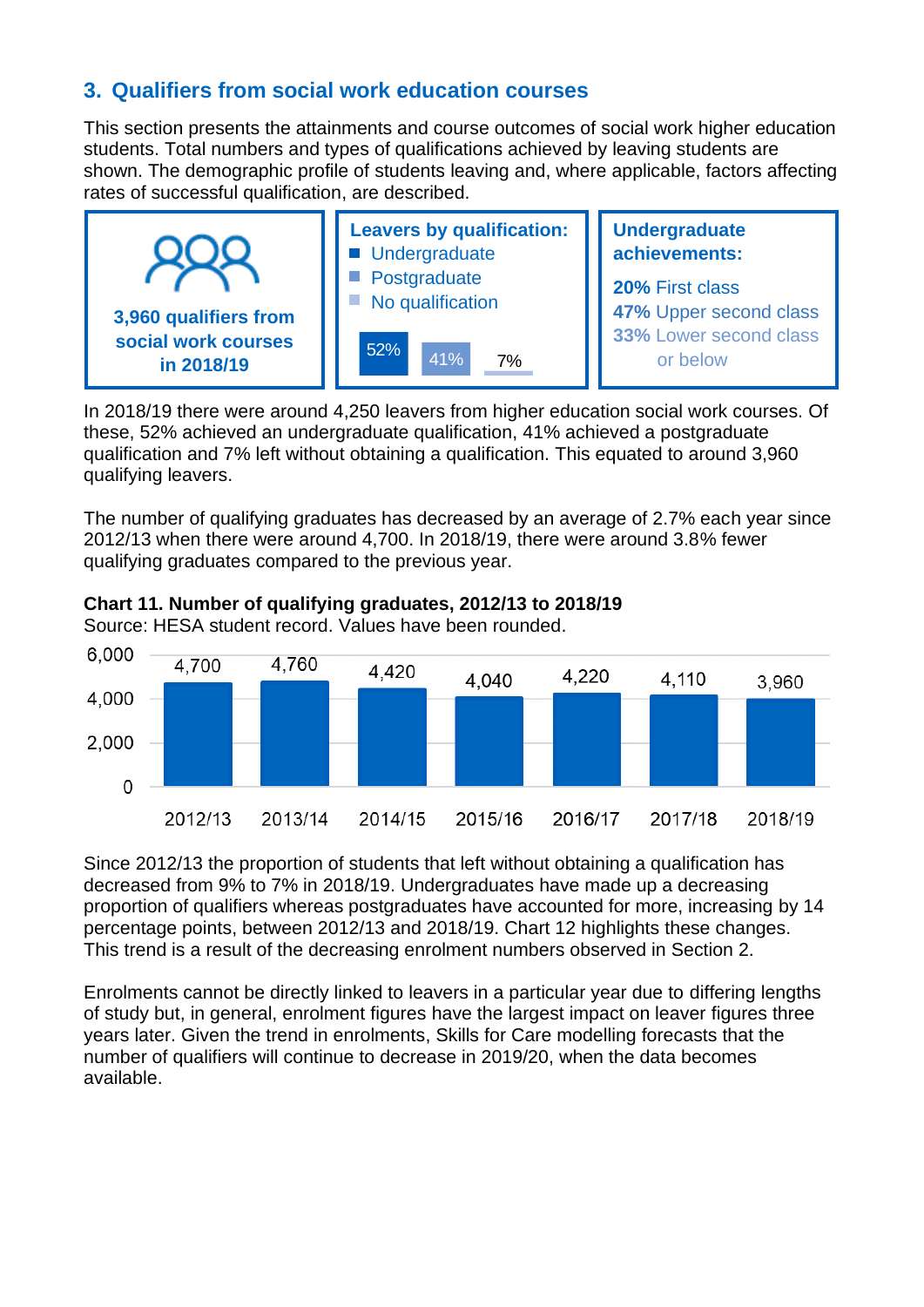## 3. Qualifiers from social work education courses

This section presents the attainments and course outcomes of social work higher education students. Total numbers and types of qualifications achieved by leaving students are shown. The demographic profile of students leaving and, where applicable, factors affecting rates of successful qualification, are described.

**3,960 qualifiers from social work courses in 2018/19**

**Leavers by qualification:**

- Undergraduate: 52%
- Postgraduate: 41%
- No qualification: 7%

**Undergraduate achievements:**

- **20%** First class
- **47%** Upper second class
- **33%** Lower second class or below

In 2018/19 there were around 4,250 leavers from higher education social work courses. Of these, 52% achieved an undergraduate qualification, 41% achieved a postgraduate qualification and 7% left without obtaining a qualification. This equated to around 3,960 qualifying leavers.

The number of qualifying graduates has decreased by an average of 2.7% each year since 2012/13 when there were around 4,700. In 2018/19, there were around 3.8% fewer qualifying graduates compared to the previous year.

**Chart 11. Number of qualifying graduates, 2012/13 to 2018/19**

Source: HESA student record. Values have been rounded.

| Year | Qualifying graduates |
|---|---|
| 2012/13 | 4,700 |
| 2013/14 | 4,760 |
| 2014/15 | 4,420 |
| 2015/16 | 4,040 |
| 2016/17 | 4,220 |
| 2017/18 | 4,110 |
| 2018/19 | 3,960 |

Since 2012/13 the proportion of students that left without obtaining a qualification has decreased from 9% to 7% in 2018/19. Undergraduates have made up a decreasing proportion of qualifiers whereas postgraduates have accounted for more, increasing by 14 percentage points, between 2012/13 and 2018/19. Chart 12 highlights these changes. This trend is a result of the decreasing enrolment numbers observed in Section 2.

Enrolments cannot be directly linked to leavers in a particular year due to differing lengths of study but, in general, enrolment figures have the largest impact on leaver figures three years later. Given the trend in enrolments, Skills for Care modelling forecasts that the number of qualifiers will continue to decrease in 2019/20, when the data becomes available.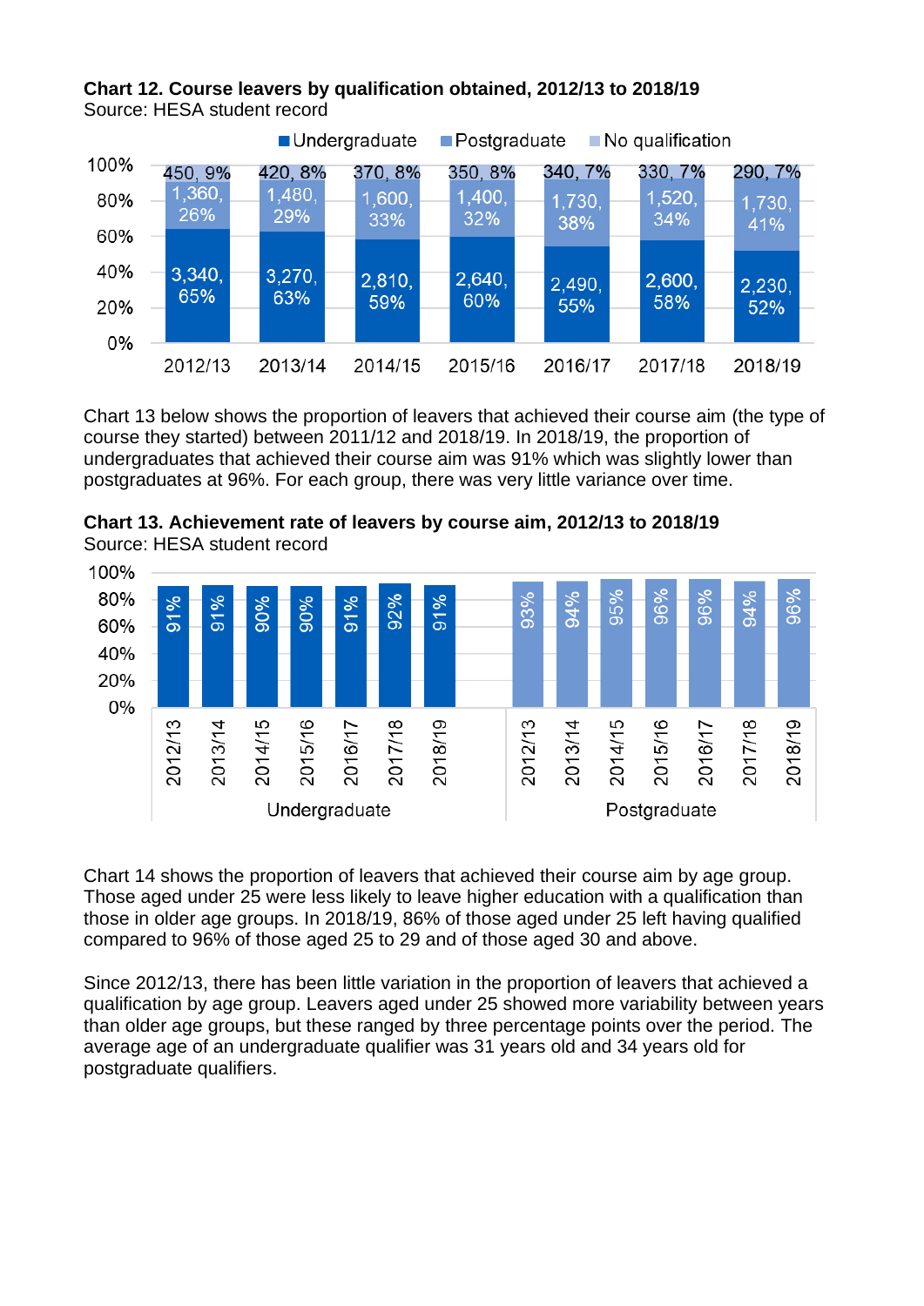**Chart 12. Course leavers by qualification obtained, 2012/13 to 2018/19**
Source: HESA student record

| Year | Undergraduate | Postgraduate | No qualification |
|---|---|---|---|
| 2012/13 | 3,340, 65% | 1,360, 26% | 450, 9% |
| 2013/14 | 3,270, 63% | 1,480, 29% | 420, 8% |
| 2014/15 | 2,810, 59% | 1,600, 33% | 370, 8% |
| 2015/16 | 2,640, 60% | 1,400, 32% | 350, 8% |
| 2016/17 | 2,490, 55% | 1,730, 38% | 340, 7% |
| 2017/18 | 2,600, 58% | 1,520, 34% | 330, 7% |
| 2018/19 | 2,230, 52% | 1,730, 41% | 290, 7% |

Chart 13 below shows the proportion of leavers that achieved their course aim (the type of course they started) between 2011/12 and 2018/19. In 2018/19, the proportion of undergraduates that achieved their course aim was 91% which was slightly lower than postgraduates at 96%. For each group, there was very little variance over time.

**Chart 13. Achievement rate of leavers by course aim, 2012/13 to 2018/19**
Source: HESA student record

| Year | Undergraduate | Postgraduate |
|---|---|---|
| 2012/13 | 91% | 93% |
| 2013/14 | 91% | 94% |
| 2014/15 | 90% | 95% |
| 2015/16 | 90% | 96% |
| 2016/17 | 91% | 96% |
| 2017/18 | 92% | 94% |
| 2018/19 | 91% | 96% |

Chart 14 shows the proportion of leavers that achieved their course aim by age group. Those aged under 25 were less likely to leave higher education with a qualification than those in older age groups. In 2018/19, 86% of those aged under 25 left having qualified compared to 96% of those aged 25 to 29 and of those aged 30 and above.

Since 2012/13, there has been little variation in the proportion of leavers that achieved a qualification by age group. Leavers aged under 25 showed more variability between years than older age groups, but these ranged by three percentage points over the period. The average age of an undergraduate qualifier was 31 years old and 34 years old for postgraduate qualifiers.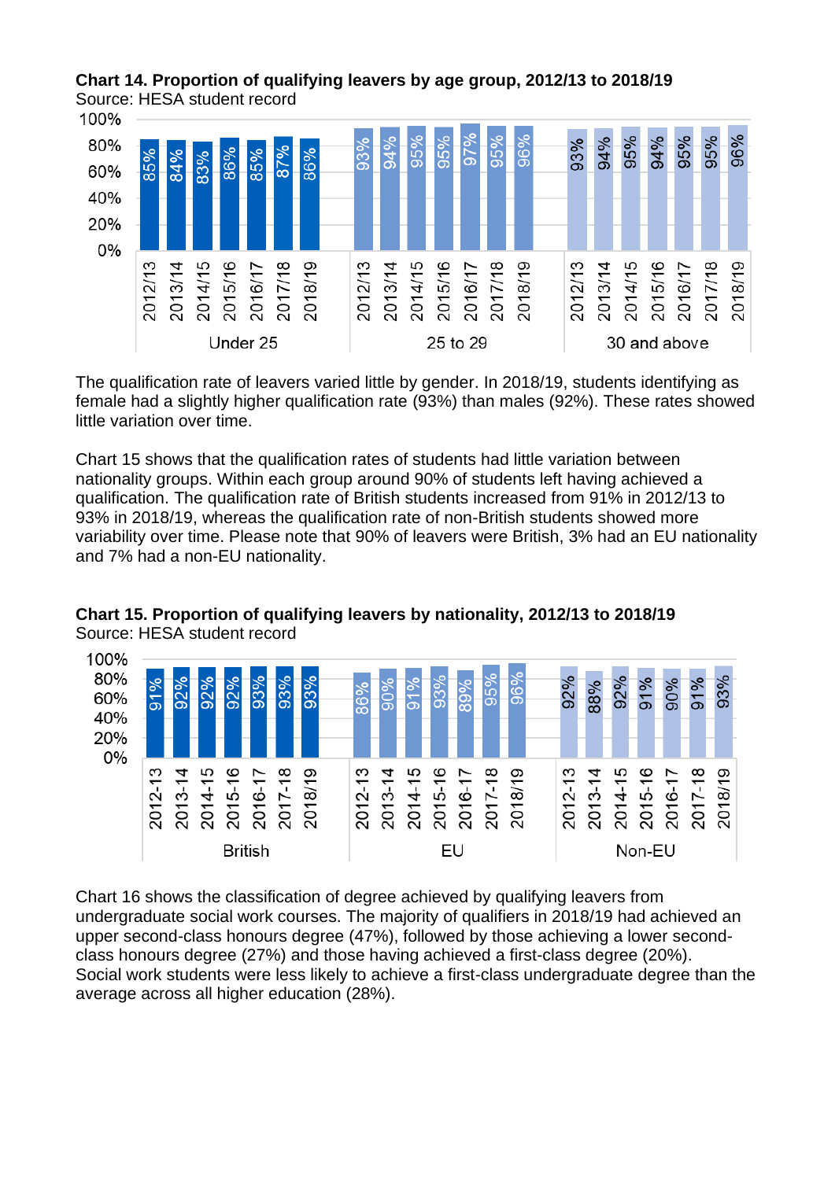**Chart 14. Proportion of qualifying leavers by age group, 2012/13 to 2018/19**
Source: HESA student record

| Age group | 2012/13 | 2013/14 | 2014/15 | 2015/16 | 2016/17 | 2017/18 | 2018/19 |
|---|---|---|---|---|---|---|---|
| Under 25 | 85% | 84% | 83% | 86% | 85% | 87% | 86% |
| 25 to 29 | 93% | 94% | 95% | 95% | 97% | 95% | 96% |
| 30 and above | 93% | 94% | 95% | 94% | 95% | 95% | 96% |

The qualification rate of leavers varied little by gender. In 2018/19, students identifying as female had a slightly higher qualification rate (93%) than males (92%). These rates showed little variation over time.

Chart 15 shows that the qualification rates of students had little variation between nationality groups. Within each group around 90% of students left having achieved a qualification. The qualification rate of British students increased from 91% in 2012/13 to 93% in 2018/19, whereas the qualification rate of non-British students showed more variability over time. Please note that 90% of leavers were British, 3% had an EU nationality and 7% had a non-EU nationality.

**Chart 15. Proportion of qualifying leavers by nationality, 2012/13 to 2018/19**
Source: HESA student record

| Nationality | 2012-13 | 2013-14 | 2014-15 | 2015-16 | 2016-17 | 2017-18 | 2018/19 |
|---|---|---|---|---|---|---|---|
| British | 91% | 92% | 92% | 92% | 93% | 93% | 93% |
| EU | 86% | 90% | 91% | 93% | 89% | 95% | 96% |
| Non-EU | 92% | 88% | 92% | 91% | 90% | 91% | 93% |

Chart 16 shows the classification of degree achieved by qualifying leavers from undergraduate social work courses. The majority of qualifiers in 2018/19 had achieved an upper second-class honours degree (47%), followed by those achieving a lower second-class honours degree (27%) and those having achieved a first-class degree (20%). Social work students were less likely to achieve a first-class undergraduate degree than the average across all higher education (28%).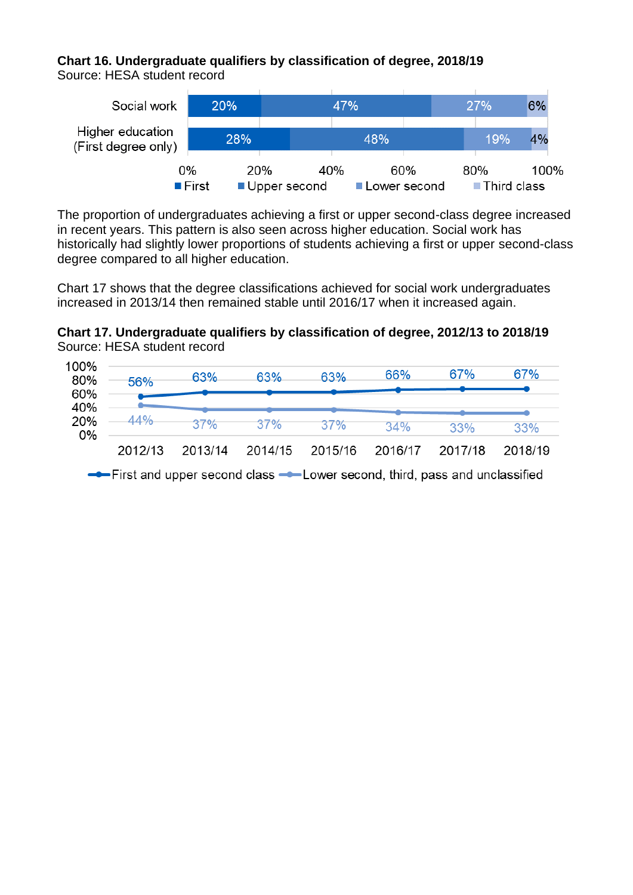**Chart 16. Undergraduate qualifiers by classification of degree, 2018/19**
Source: HESA student record

| | First | Upper second | Lower second | Third class |
|---|---|---|---|---|
| Social work | 20% | 47% | 27% | 6% |
| Higher education (First degree only) | 28% | 48% | 19% | 4% |

The proportion of undergraduates achieving a first or upper second-class degree increased in recent years. This pattern is also seen across higher education. Social work has historically had slightly lower proportions of students achieving a first or upper second-class degree compared to all higher education.

Chart 17 shows that the degree classifications achieved for social work undergraduates increased in 2013/14 then remained stable until 2016/17 when it increased again.

**Chart 17. Undergraduate qualifiers by classification of degree, 2012/13 to 2018/19**
Source: HESA student record

| | 2012/13 | 2013/14 | 2014/15 | 2015/16 | 2016/17 | 2017/18 | 2018/19 |
|---|---|---|---|---|---|---|---|
| First and upper second class | 56% | 63% | 63% | 63% | 66% | 67% | 67% |
| Lower second, third, pass and unclassified | 44% | 37% | 37% | 37% | 34% | 33% | 33% |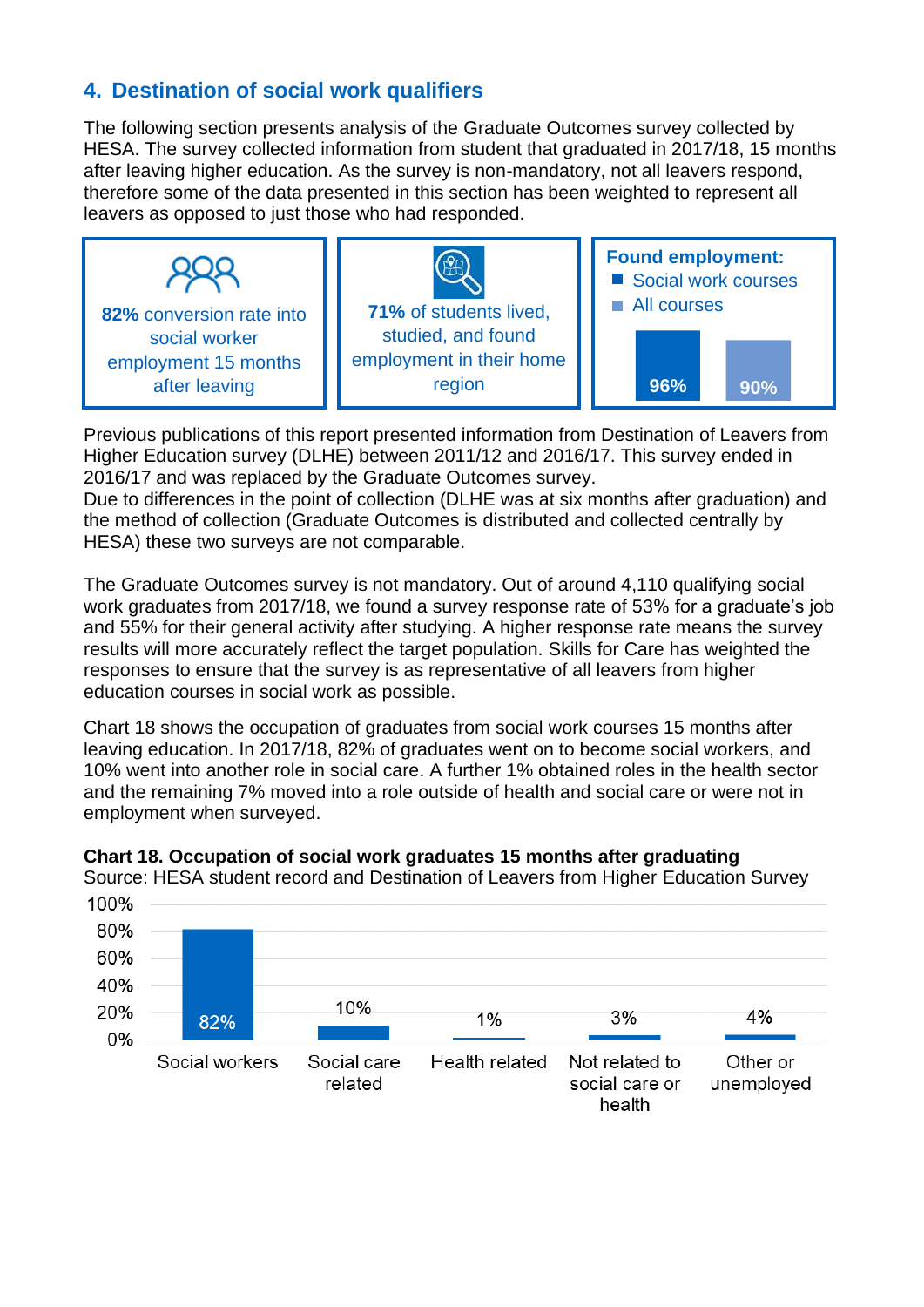## 4. Destination of social work qualifiers

The following section presents analysis of the Graduate Outcomes survey collected by HESA. The survey collected information from student that graduated in 2017/18, 15 months after leaving higher education. As the survey is non-mandatory, not all leavers respond, therefore some of the data presented in this section has been weighted to represent all leavers as opposed to just those who had responded.

**82%** conversion rate into social worker employment 15 months after leaving

**71%** of students lived, studied, and found employment in their home region

**Found employment:**
- Social work courses: 96%
- All courses: 90%

Previous publications of this report presented information from Destination of Leavers from Higher Education survey (DLHE) between 2011/12 and 2016/17. This survey ended in 2016/17 and was replaced by the Graduate Outcomes survey.
Due to differences in the point of collection (DLHE was at six months after graduation) and the method of collection (Graduate Outcomes is distributed and collected centrally by HESA) these two surveys are not comparable.

The Graduate Outcomes survey is not mandatory. Out of around 4,110 qualifying social work graduates from 2017/18, we found a survey response rate of 53% for a graduate's job and 55% for their general activity after studying. A higher response rate means the survey results will more accurately reflect the target population. Skills for Care has weighted the responses to ensure that the survey is as representative of all leavers from higher education courses in social work as possible.

Chart 18 shows the occupation of graduates from social work courses 15 months after leaving education. In 2017/18, 82% of graduates went on to become social workers, and 10% went into another role in social care. A further 1% obtained roles in the health sector and the remaining 7% moved into a role outside of health and social care or were not in employment when surveyed.

**Chart 18. Occupation of social work graduates 15 months after graduating**
Source: HESA student record and Destination of Leavers from Higher Education Survey

| Occupation | Percentage |
|---|---|
| Social workers | 82% |
| Social care related | 10% |
| Health related | 1% |
| Not related to social care or health | 3% |
| Other or unemployed | 4% |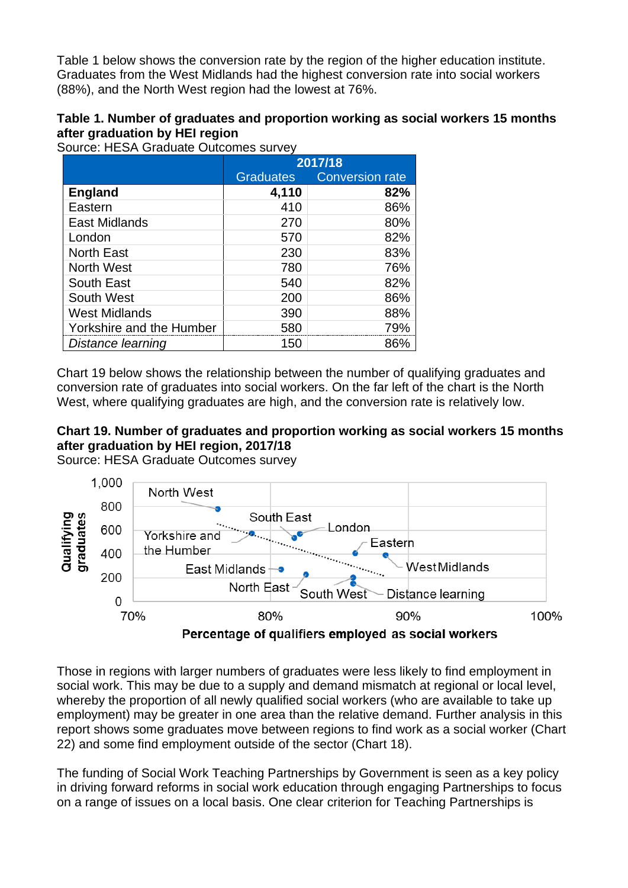Table 1 below shows the conversion rate by the region of the higher education institute. Graduates from the West Midlands had the highest conversion rate into social workers (88%), and the North West region had the lowest at 76%.

**Table 1. Number of graduates and proportion working as social workers 15 months after graduation by HEI region**

Source: HESA Graduate Outcomes survey

| | 2017/18 | |
|---|---|---|
| | Graduates | Conversion rate |
| **England** | **4,110** | **82%** |
| Eastern | 410 | 86% |
| East Midlands | 270 | 80% |
| London | 570 | 82% |
| North East | 230 | 83% |
| North West | 780 | 76% |
| South East | 540 | 82% |
| South West | 200 | 86% |
| West Midlands | 390 | 88% |
| Yorkshire and the Humber | 580 | 79% |
| *Distance learning* | 150 | 86% |

Chart 19 below shows the relationship between the number of qualifying graduates and conversion rate of graduates into social workers. On the far left of the chart is the North West, where qualifying graduates are high, and the conversion rate is relatively low.

**Chart 19. Number of graduates and proportion working as social workers 15 months after graduation by HEI region, 2017/18**

Source: HESA Graduate Outcomes survey

Those in regions with larger numbers of graduates were less likely to find employment in social work. This may be due to a supply and demand mismatch at regional or local level, whereby the proportion of all newly qualified social workers (who are available to take up employment) may be greater in one area than the relative demand. Further analysis in this report shows some graduates move between regions to find work as a social worker (Chart 22) and some find employment outside of the sector (Chart 18).

The funding of Social Work Teaching Partnerships by Government is seen as a key policy in driving forward reforms in social work education through engaging Partnerships to focus on a range of issues on a local basis. One clear criterion for Teaching Partnerships is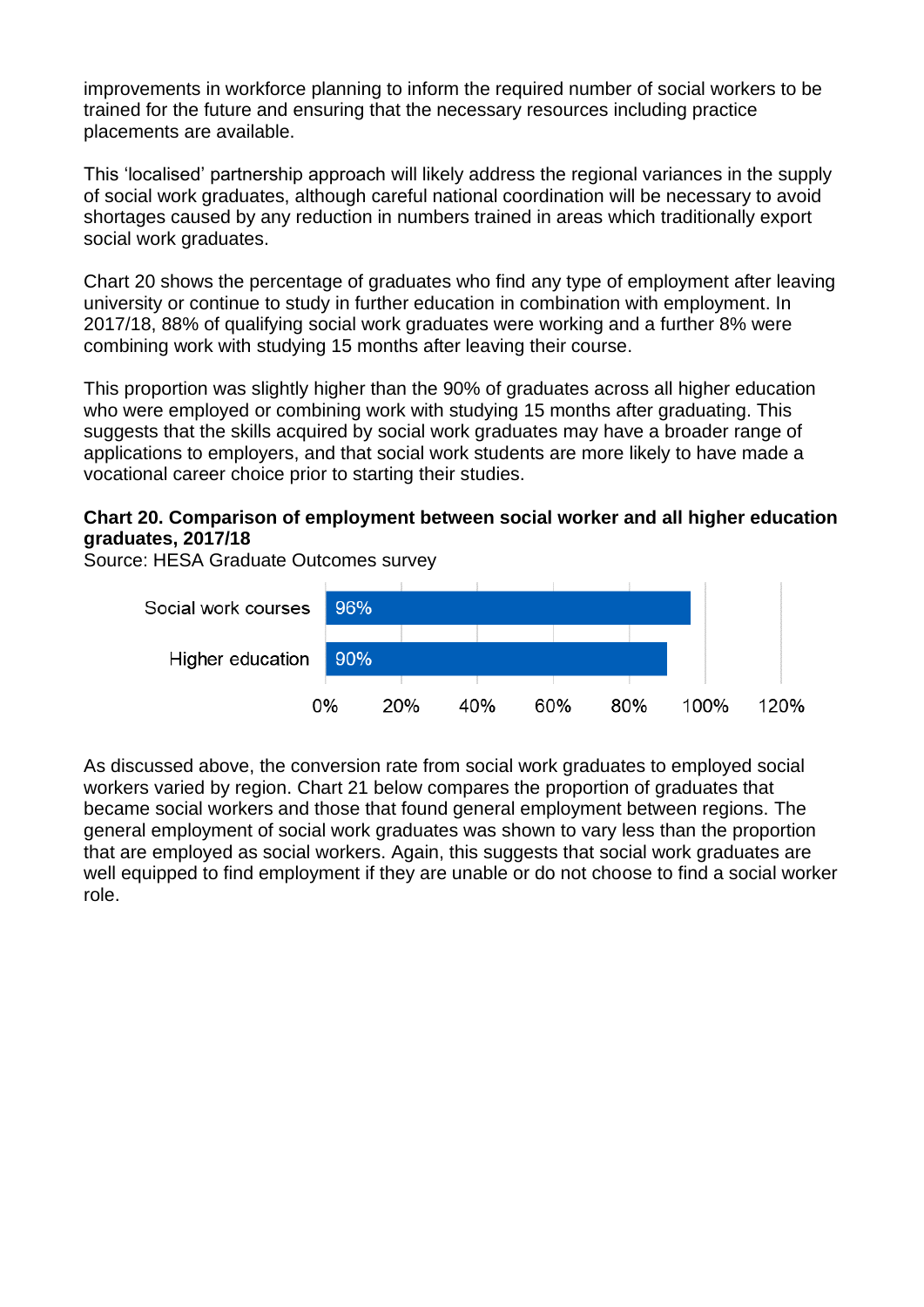improvements in workforce planning to inform the required number of social workers to be trained for the future and ensuring that the necessary resources including practice placements are available.

This 'localised' partnership approach will likely address the regional variances in the supply of social work graduates, although careful national coordination will be necessary to avoid shortages caused by any reduction in numbers trained in areas which traditionally export social work graduates.

Chart 20 shows the percentage of graduates who find any type of employment after leaving university or continue to study in further education in combination with employment. In 2017/18, 88% of qualifying social work graduates were working and a further 8% were combining work with studying 15 months after leaving their course.

This proportion was slightly higher than the 90% of graduates across all higher education who were employed or combining work with studying 15 months after graduating. This suggests that the skills acquired by social work graduates may have a broader range of applications to employers, and that social work students are more likely to have made a vocational career choice prior to starting their studies.

**Chart 20. Comparison of employment between social worker and all higher education graduates, 2017/18**

Source: HESA Graduate Outcomes survey

| | Percentage |
|---|---|
| Social work courses | 96% |
| Higher education | 90% |

As discussed above, the conversion rate from social work graduates to employed social workers varied by region. Chart 21 below compares the proportion of graduates that became social workers and those that found general employment between regions. The general employment of social work graduates was shown to vary less than the proportion that are employed as social workers. Again, this suggests that social work graduates are well equipped to find employment if they are unable or do not choose to find a social worker role.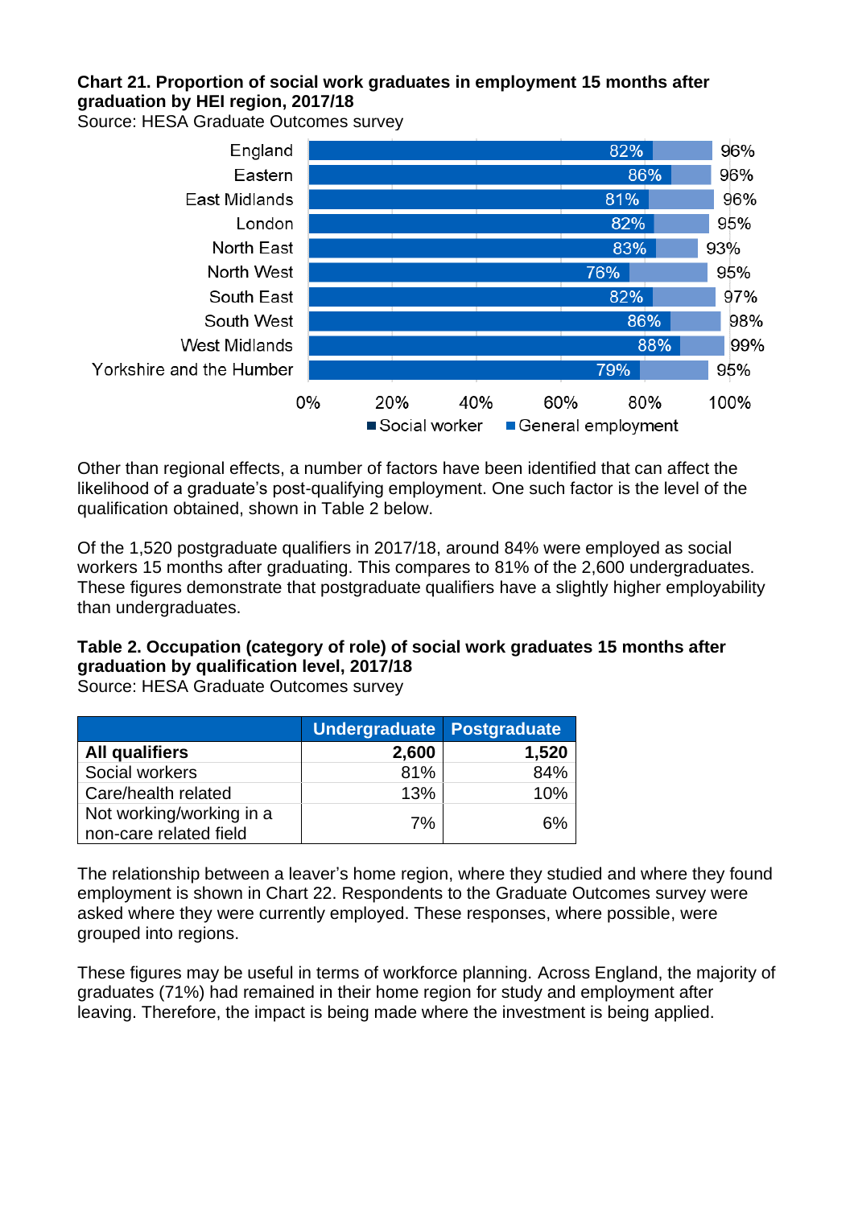**Chart 21. Proportion of social work graduates in employment 15 months after graduation by HEI region, 2017/18**
Source: HESA Graduate Outcomes survey

| Region | Social worker | General employment |
| --- | --- | --- |
| England | 82% | 96% |
| Eastern | 86% | 96% |
| East Midlands | 81% | 96% |
| London | 82% | 95% |
| North East | 83% | 93% |
| North West | 76% | 95% |
| South East | 82% | 97% |
| South West | 86% | 98% |
| West Midlands | 88% | 99% |
| Yorkshire and the Humber | 79% | 95% |

Other than regional effects, a number of factors have been identified that can affect the likelihood of a graduate's post-qualifying employment. One such factor is the level of the qualification obtained, shown in Table 2 below.

Of the 1,520 postgraduate qualifiers in 2017/18, around 84% were employed as social workers 15 months after graduating. This compares to 81% of the 2,600 undergraduates. These figures demonstrate that postgraduate qualifiers have a slightly higher employability than undergraduates.

**Table 2. Occupation (category of role) of social work graduates 15 months after graduation by qualification level, 2017/18**
Source: HESA Graduate Outcomes survey

| | Undergraduate | Postgraduate |
| --- | --- | --- |
| **All qualifiers** | **2,600** | **1,520** |
| Social workers | 81% | 84% |
| Care/health related | 13% | 10% |
| Not working/working in a non-care related field | 7% | 6% |

The relationship between a leaver's home region, where they studied and where they found employment is shown in Chart 22. Respondents to the Graduate Outcomes survey were asked where they were currently employed. These responses, where possible, were grouped into regions.

These figures may be useful in terms of workforce planning. Across England, the majority of graduates (71%) had remained in their home region for study and employment after leaving. Therefore, the impact is being made where the investment is being applied.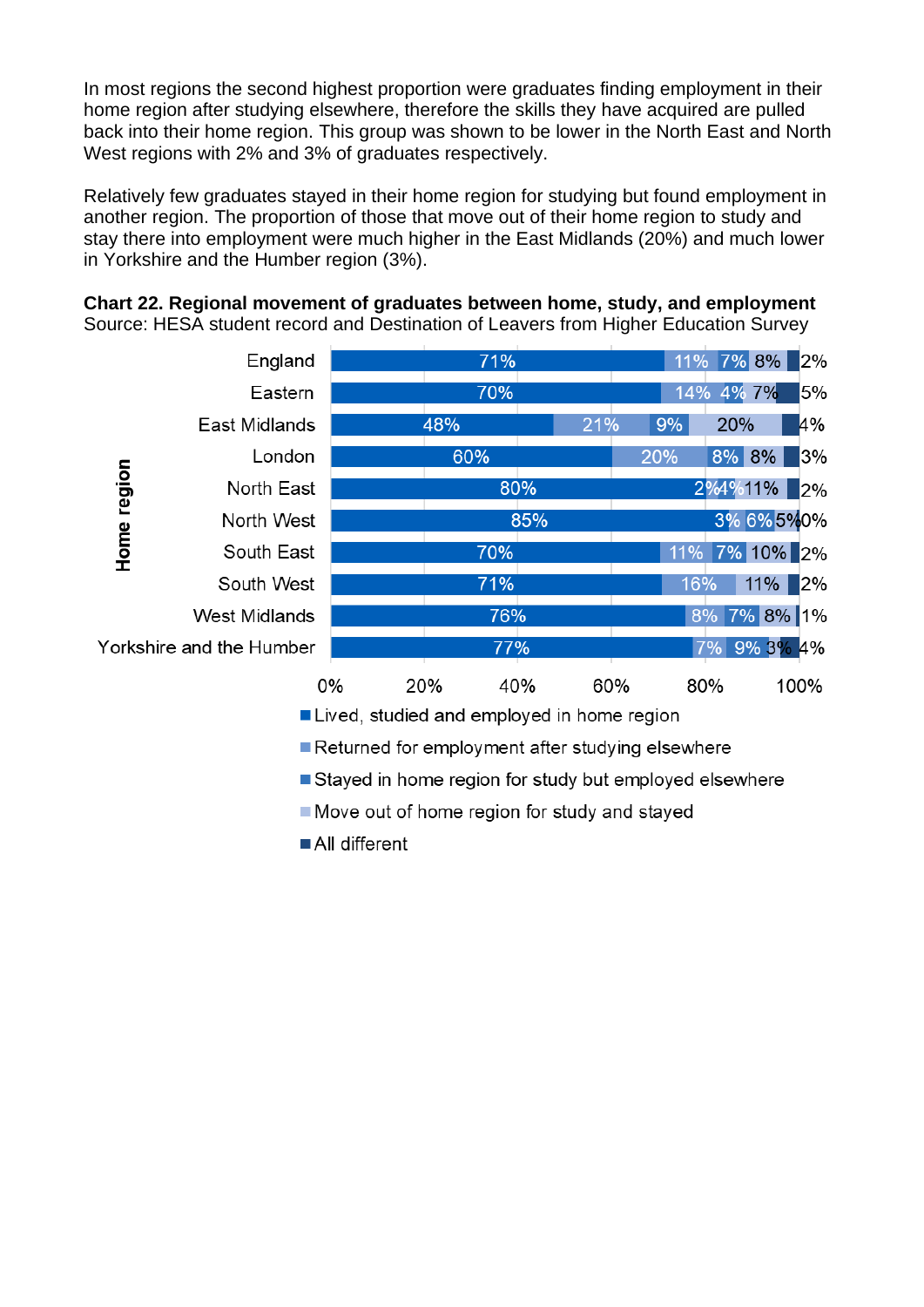In most regions the second highest proportion were graduates finding employment in their home region after studying elsewhere, therefore the skills they have acquired are pulled back into their home region. This group was shown to be lower in the North East and North West regions with 2% and 3% of graduates respectively.

Relatively few graduates stayed in their home region for studying but found employment in another region. The proportion of those that move out of their home region to study and stay there into employment were much higher in the East Midlands (20%) and much lower in Yorkshire and the Humber region (3%).

**Chart 22. Regional movement of graduates between home, study, and employment**
Source: HESA student record and Destination of Leavers from Higher Education Survey

| Home region | Lived, studied and employed in home region | Returned for employment after studying elsewhere | Stayed in home region for study but employed elsewhere | Move out of home region for study and stayed | All different |
|---|---|---|---|---|---|
| England | 71% | 11% | 7% | 8% | 2% |
| Eastern | 70% | 14% | 4% | 7% | 5% |
| East Midlands | 48% | 21% | 9% | 20% | 4% |
| London | 60% | 20% | 8% | 8% | 3% |
| North East | 80% | 2% | 4% | 11% | 2% |
| North West | 85% | 3% | 6% | 5% | 0% |
| South East | 70% | 11% | 7% | 10% | 2% |
| South West | 71% | 16% | | 11% | 2% |
| West Midlands | 76% | 8% | 7% | 8% | 1% |
| Yorkshire and the Humber | 77% | 7% | 9% | 3% | 4% |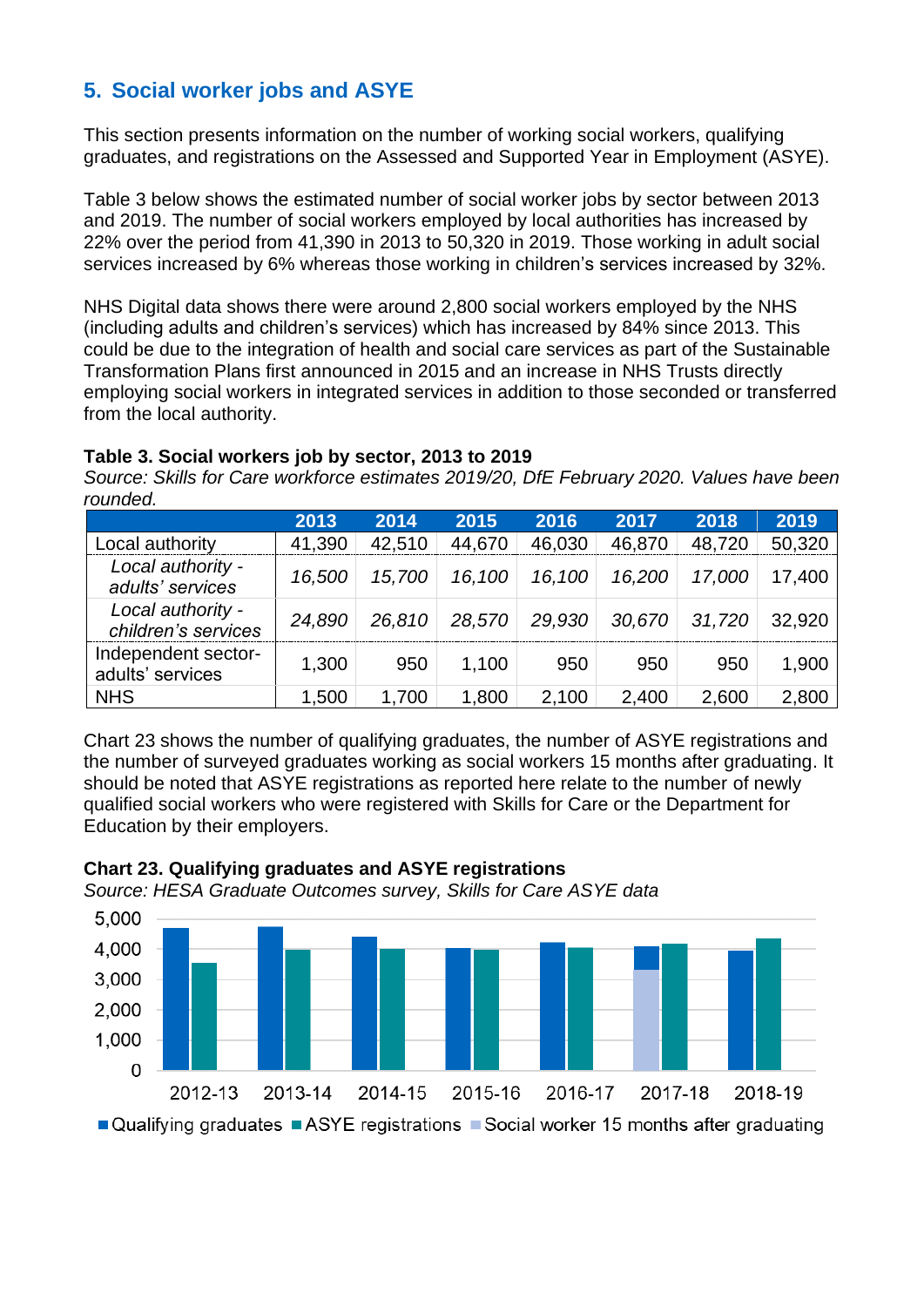## 5. Social worker jobs and ASYE

This section presents information on the number of working social workers, qualifying graduates, and registrations on the Assessed and Supported Year in Employment (ASYE).

Table 3 below shows the estimated number of social worker jobs by sector between 2013 and 2019. The number of social workers employed by local authorities has increased by 22% over the period from 41,390 in 2013 to 50,320 in 2019. Those working in adult social services increased by 6% whereas those working in children's services increased by 32%.

NHS Digital data shows there were around 2,800 social workers employed by the NHS (including adults and children's services) which has increased by 84% since 2013. This could be due to the integration of health and social care services as part of the Sustainable Transformation Plans first announced in 2015 and an increase in NHS Trusts directly employing social workers in integrated services in addition to those seconded or transferred from the local authority.

**Table 3. Social workers job by sector, 2013 to 2019**

*Source: Skills for Care workforce estimates 2019/20, DfE February 2020. Values have been rounded.*

| | 2013 | 2014 | 2015 | 2016 | 2017 | 2018 | 2019 |
|---|---|---|---|---|---|---|---|
| Local authority | 41,390 | 42,510 | 44,670 | 46,030 | 46,870 | 48,720 | 50,320 |
| *Local authority - adults' services* | *16,500* | *15,700* | *16,100* | *16,100* | *16,200* | *17,000* | 17,400 |
| *Local authority - children's services* | *24,890* | *26,810* | *28,570* | *29,930* | *30,670* | *31,720* | 32,920 |
| Independent sector- adults' services | 1,300 | 950 | 1,100 | 950 | 950 | 950 | 1,900 |
| NHS | 1,500 | 1,700 | 1,800 | 2,100 | 2,400 | 2,600 | 2,800 |

Chart 23 shows the number of qualifying graduates, the number of ASYE registrations and the number of surveyed graduates working as social workers 15 months after graduating. It should be noted that ASYE registrations as reported here relate to the number of newly qualified social workers who were registered with Skills for Care or the Department for Education by their employers.

**Chart 23. Qualifying graduates and ASYE registrations**

*Source: HESA Graduate Outcomes survey, Skills for Care ASYE data*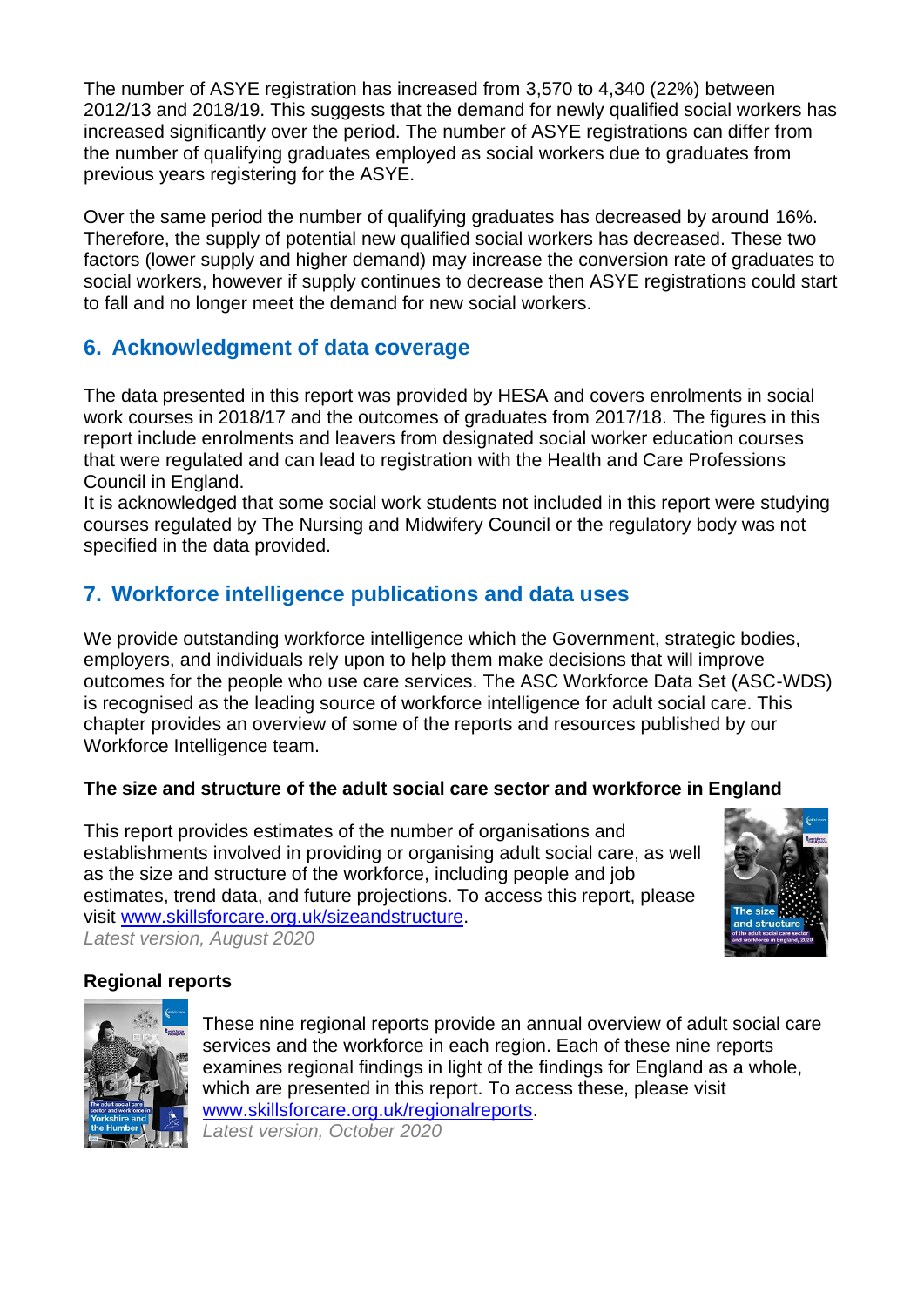The number of ASYE registration has increased from 3,570 to 4,340 (22%) between 2012/13 and 2018/19. This suggests that the demand for newly qualified social workers has increased significantly over the period. The number of ASYE registrations can differ from the number of qualifying graduates employed as social workers due to graduates from previous years registering for the ASYE.

Over the same period the number of qualifying graduates has decreased by around 16%. Therefore, the supply of potential new qualified social workers has decreased. These two factors (lower supply and higher demand) may increase the conversion rate of graduates to social workers, however if supply continues to decrease then ASYE registrations could start to fall and no longer meet the demand for new social workers.

## 6. Acknowledgment of data coverage

The data presented in this report was provided by HESA and covers enrolments in social work courses in 2018/17 and the outcomes of graduates from 2017/18. The figures in this report include enrolments and leavers from designated social worker education courses that were regulated and can lead to registration with the Health and Care Professions Council in England.
It is acknowledged that some social work students not included in this report were studying courses regulated by The Nursing and Midwifery Council or the regulatory body was not specified in the data provided.

## 7. Workforce intelligence publications and data uses

We provide outstanding workforce intelligence which the Government, strategic bodies, employers, and individuals rely upon to help them make decisions that will improve outcomes for the people who use care services. The ASC Workforce Data Set (ASC-WDS) is recognised as the leading source of workforce intelligence for adult social care. This chapter provides an overview of some of the reports and resources published by our Workforce Intelligence team.

**The size and structure of the adult social care sector and workforce in England**

This report provides estimates of the number of organisations and establishments involved in providing or organising adult social care, as well as the size and structure of the workforce, including people and job estimates, trend data, and future projections. To access this report, please visit www.skillsforcare.org.uk/sizeandstructure.
*Latest version, August 2020*

**Regional reports**

These nine regional reports provide an annual overview of adult social care services and the workforce in each region. Each of these nine reports examines regional findings in light of the findings for England as a whole, which are presented in this report. To access these, please visit www.skillsforcare.org.uk/regionalreports.
*Latest version, October 2020*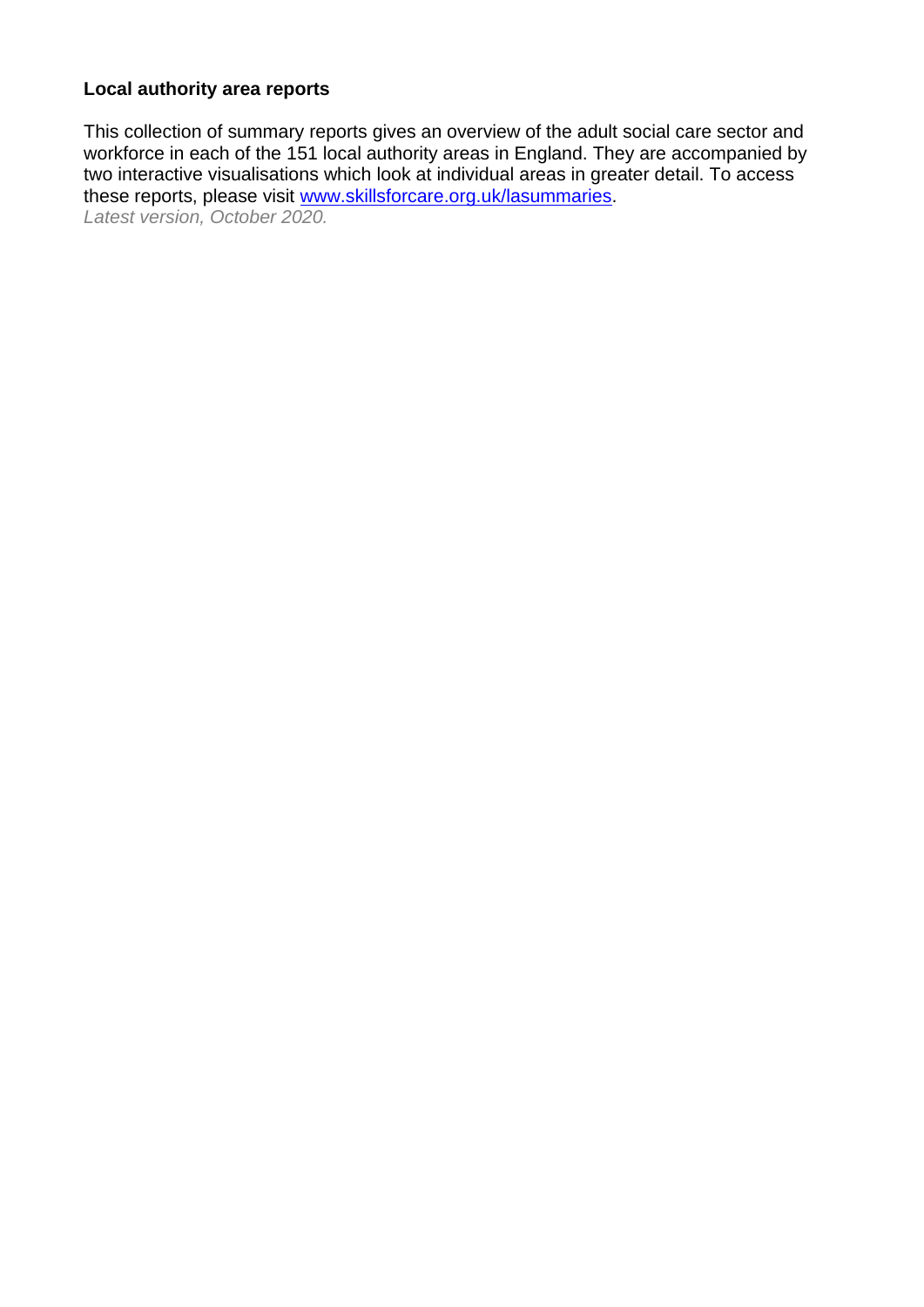**Local authority area reports**

This collection of summary reports gives an overview of the adult social care sector and workforce in each of the 151 local authority areas in England. They are accompanied by two interactive visualisations which look at individual areas in greater detail. To access these reports, please visit [www.skillsforcare.org.uk/lasummaries](http://www.skillsforcare.org.uk/lasummaries).

*Latest version, October 2020.*